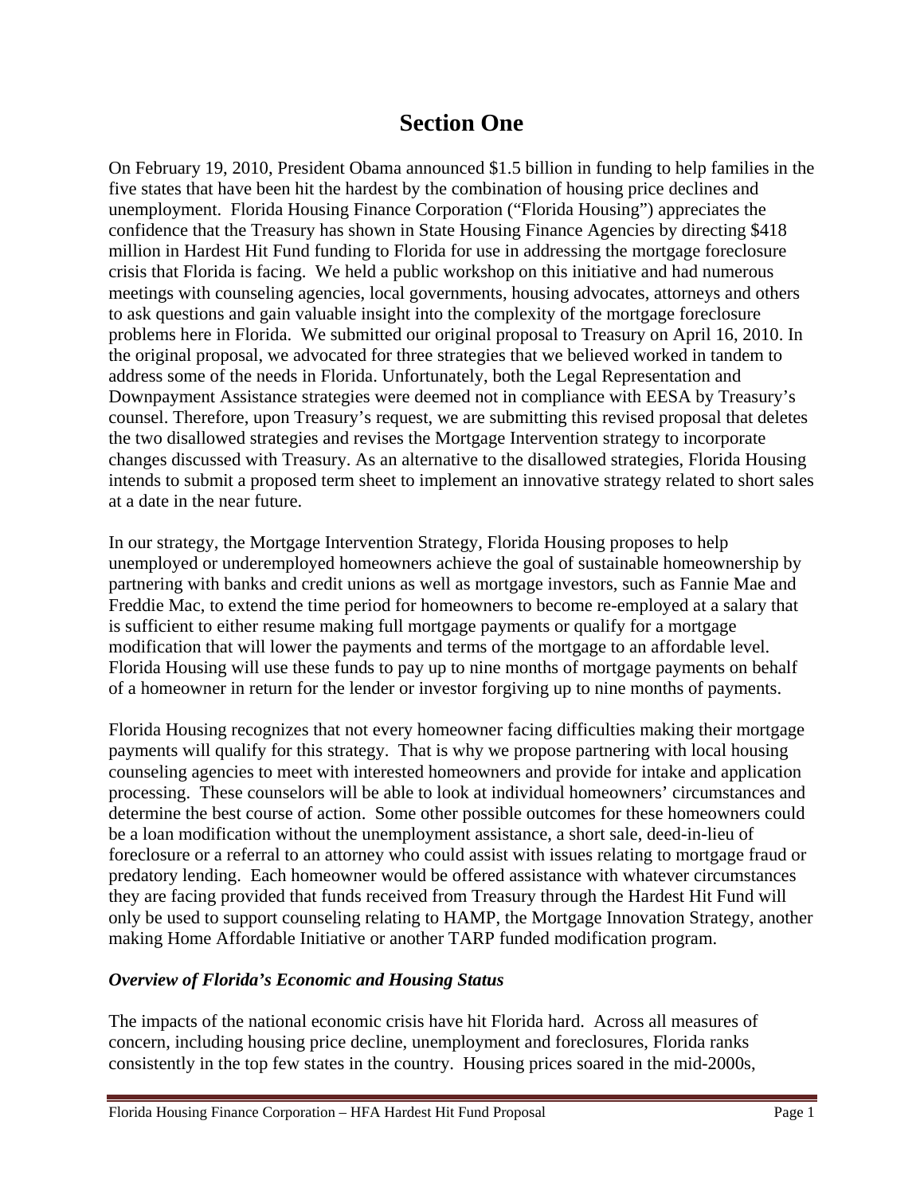# Section One

On February 19, 2010, President Obama announced $1.5 billion in funding to help families in the five states that have been hit the hardest by the combination of housing price declines and unemployment. Florida Housing Finance Corporation ("Florida Housing") appreciates the confidence that the Treasury has shown in State Housing Finance Agencies by directing $418 million in Hardest Hit Fund funding to Florida for use in addressing the mortgage foreclosure crisis that Florida is facing. We held a public workshop on this initiative and had numerous meetings with counseling agencies, local governments, housing advocates, attorneys and others to ask questions and gain valuable insight into the complexity of the mortgage foreclosure problems here in Florida. We submitted our original proposal to Treasury on April 16, 2010. In the original proposal, we advocated for three strategies that we believed worked in tandem to address some of the needs in Florida. Unfortunately, both the Legal Representation and Downpayment Assistance strategies were deemed not in compliance with EESA by Treasury's counsel. Therefore, upon Treasury's request, we are submitting this revised proposal that deletes the two disallowed strategies and revises the Mortgage Intervention strategy to incorporate changes discussed with Treasury. As an alternative to the disallowed strategies, Florida Housing intends to submit a proposed term sheet to implement an innovative strategy related to short sales at a date in the near future.

In our strategy, the Mortgage Intervention Strategy, Florida Housing proposes to help unemployed or underemployed homeowners achieve the goal of sustainable homeownership by partnering with banks and credit unions as well as mortgage investors, such as Fannie Mae and Freddie Mac, to extend the time period for homeowners to become re-employed at a salary that is sufficient to either resume making full mortgage payments or qualify for a mortgage modification that will lower the payments and terms of the mortgage to an affordable level. Florida Housing will use these funds to pay up to nine months of mortgage payments on behalf of a homeowner in return for the lender or investor forgiving up to nine months of payments.

Florida Housing recognizes that not every homeowner facing difficulties making their mortgage payments will qualify for this strategy. That is why we propose partnering with local housing counseling agencies to meet with interested homeowners and provide for intake and application processing. These counselors will be able to look at individual homeowners' circumstances and determine the best course of action. Some other possible outcomes for these homeowners could be a loan modification without the unemployment assistance, a short sale, deed-in-lieu of foreclosure or a referral to an attorney who could assist with issues relating to mortgage fraud or predatory lending. Each homeowner would be offered assistance with whatever circumstances they are facing provided that funds received from Treasury through the Hardest Hit Fund will only be used to support counseling relating to HAMP, the Mortgage Innovation Strategy, another making Home Affordable Initiative or another TARP funded modification program.

### *Overview of Florida's Economic and Housing Status*

The impacts of the national economic crisis have hit Florida hard. Across all measures of concern, including housing price decline, unemployment and foreclosures, Florida ranks consistently in the top few states in the country. Housing prices soared in the mid-2000s,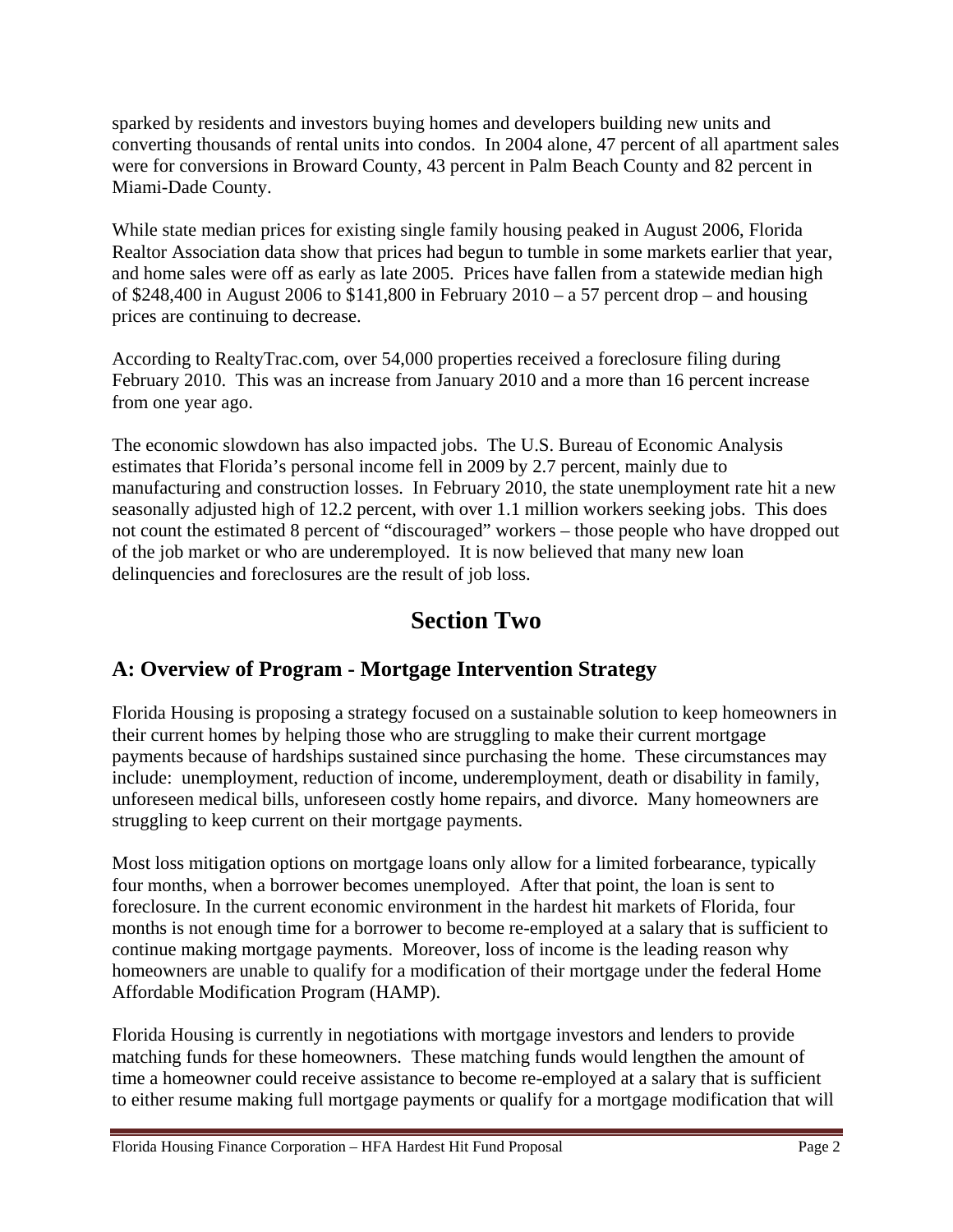sparked by residents and investors buying homes and developers building new units and converting thousands of rental units into condos. In 2004 alone, 47 percent of all apartment sales were for conversions in Broward County, 43 percent in Palm Beach County and 82 percent in Miami-Dade County.

While state median prices for existing single family housing peaked in August 2006, Florida Realtor Association data show that prices had begun to tumble in some markets earlier that year, and home sales were off as early as late 2005. Prices have fallen from a statewide median high of $248,400 in August 2006 to $141,800 in February 2010 – a 57 percent drop – and housing prices are continuing to decrease.

According to RealtyTrac.com, over 54,000 properties received a foreclosure filing during February 2010. This was an increase from January 2010 and a more than 16 percent increase from one year ago.

The economic slowdown has also impacted jobs. The U.S. Bureau of Economic Analysis estimates that Florida's personal income fell in 2009 by 2.7 percent, mainly due to manufacturing and construction losses. In February 2010, the state unemployment rate hit a new seasonally adjusted high of 12.2 percent, with over 1.1 million workers seeking jobs. This does not count the estimated 8 percent of "discouraged" workers – those people who have dropped out of the job market or who are underemployed. It is now believed that many new loan delinquencies and foreclosures are the result of job loss.

# Section Two

## A: Overview of Program - Mortgage Intervention Strategy

Florida Housing is proposing a strategy focused on a sustainable solution to keep homeowners in their current homes by helping those who are struggling to make their current mortgage payments because of hardships sustained since purchasing the home. These circumstances may include: unemployment, reduction of income, underemployment, death or disability in family, unforeseen medical bills, unforeseen costly home repairs, and divorce. Many homeowners are struggling to keep current on their mortgage payments.

Most loss mitigation options on mortgage loans only allow for a limited forbearance, typically four months, when a borrower becomes unemployed. After that point, the loan is sent to foreclosure. In the current economic environment in the hardest hit markets of Florida, four months is not enough time for a borrower to become re-employed at a salary that is sufficient to continue making mortgage payments. Moreover, loss of income is the leading reason why homeowners are unable to qualify for a modification of their mortgage under the federal Home Affordable Modification Program (HAMP).

Florida Housing is currently in negotiations with mortgage investors and lenders to provide matching funds for these homeowners. These matching funds would lengthen the amount of time a homeowner could receive assistance to become re-employed at a salary that is sufficient to either resume making full mortgage payments or qualify for a mortgage modification that will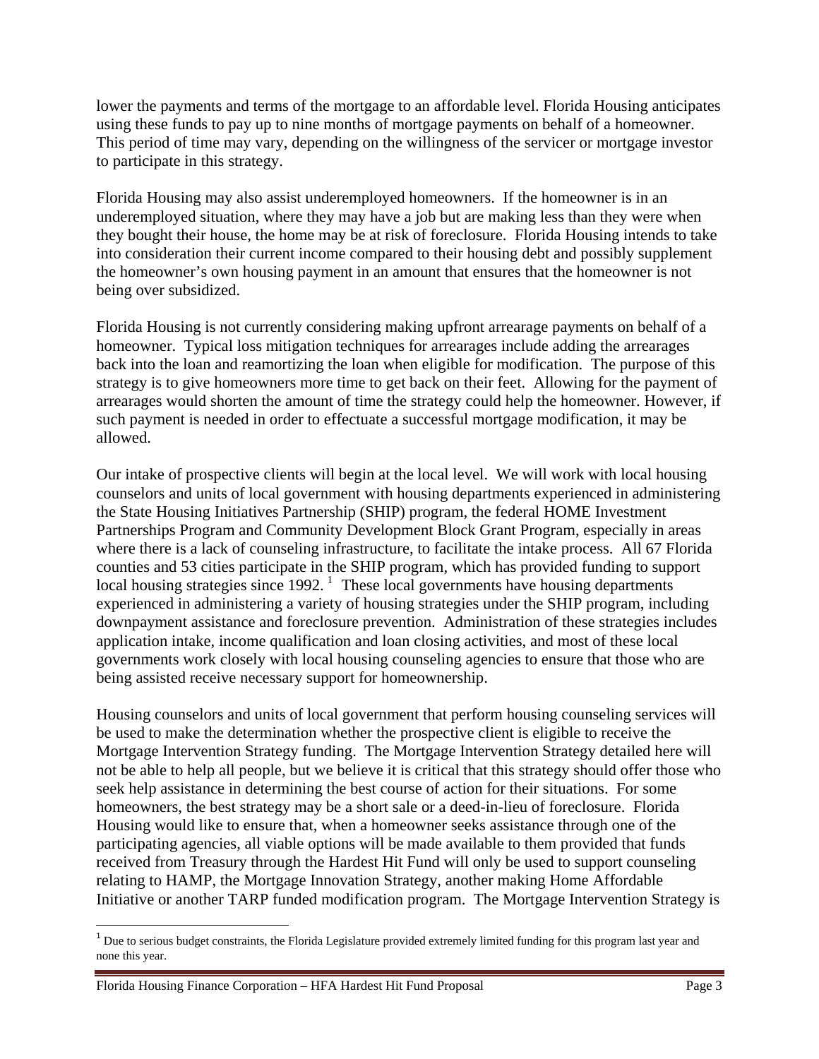lower the payments and terms of the mortgage to an affordable level. Florida Housing anticipates using these funds to pay up to nine months of mortgage payments on behalf of a homeowner. This period of time may vary, depending on the willingness of the servicer or mortgage investor to participate in this strategy.

Florida Housing may also assist underemployed homeowners. If the homeowner is in an underemployed situation, where they may have a job but are making less than they were when they bought their house, the home may be at risk of foreclosure. Florida Housing intends to take into consideration their current income compared to their housing debt and possibly supplement the homeowner's own housing payment in an amount that ensures that the homeowner is not being over subsidized.

Florida Housing is not currently considering making upfront arrearage payments on behalf of a homeowner. Typical loss mitigation techniques for arrearages include adding the arrearages back into the loan and reamortizing the loan when eligible for modification. The purpose of this strategy is to give homeowners more time to get back on their feet. Allowing for the payment of arrearages would shorten the amount of time the strategy could help the homeowner. However, if such payment is needed in order to effectuate a successful mortgage modification, it may be allowed.

Our intake of prospective clients will begin at the local level. We will work with local housing counselors and units of local government with housing departments experienced in administering the State Housing Initiatives Partnership (SHIP) program, the federal HOME Investment Partnerships Program and Community Development Block Grant Program, especially in areas where there is a lack of counseling infrastructure, to facilitate the intake process. All 67 Florida counties and 53 cities participate in the SHIP program, which has provided funding to support local housing strategies since 1992. [1] These local governments have housing departments experienced in administering a variety of housing strategies under the SHIP program, including downpayment assistance and foreclosure prevention. Administration of these strategies includes application intake, income qualification and loan closing activities, and most of these local governments work closely with local housing counseling agencies to ensure that those who are being assisted receive necessary support for homeownership.

Housing counselors and units of local government that perform housing counseling services will be used to make the determination whether the prospective client is eligible to receive the Mortgage Intervention Strategy funding. The Mortgage Intervention Strategy detailed here will not be able to help all people, but we believe it is critical that this strategy should offer those who seek help assistance in determining the best course of action for their situations. For some homeowners, the best strategy may be a short sale or a deed-in-lieu of foreclosure. Florida Housing would like to ensure that, when a homeowner seeks assistance through one of the participating agencies, all viable options will be made available to them provided that funds received from Treasury through the Hardest Hit Fund will only be used to support counseling relating to HAMP, the Mortgage Innovation Strategy, another making Home Affordable Initiative or another TARP funded modification program. The Mortgage Intervention Strategy is

[1] Due to serious budget constraints, the Florida Legislature provided extremely limited funding for this program last year and none this year.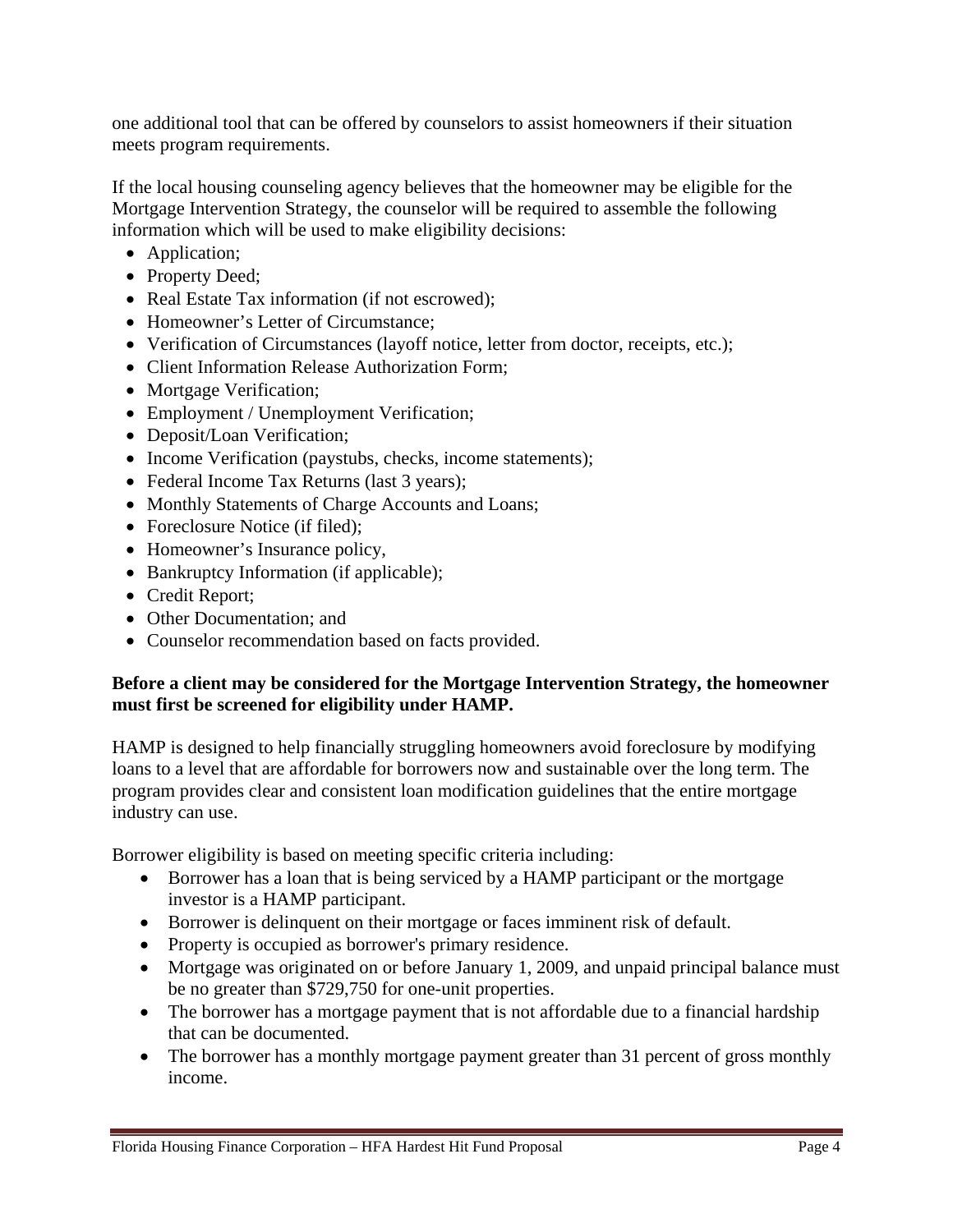one additional tool that can be offered by counselors to assist homeowners if their situation meets program requirements.

If the local housing counseling agency believes that the homeowner may be eligible for the Mortgage Intervention Strategy, the counselor will be required to assemble the following information which will be used to make eligibility decisions:

- Application;
- Property Deed;
- Real Estate Tax information (if not escrowed);
- Homeowner's Letter of Circumstance;
- Verification of Circumstances (layoff notice, letter from doctor, receipts, etc.);
- Client Information Release Authorization Form;
- Mortgage Verification;
- Employment / Unemployment Verification;
- Deposit/Loan Verification;
- Income Verification (paystubs, checks, income statements);
- Federal Income Tax Returns (last 3 years);
- Monthly Statements of Charge Accounts and Loans;
- Foreclosure Notice (if filed);
- Homeowner's Insurance policy,
- Bankruptcy Information (if applicable);
- Credit Report;
- Other Documentation; and
- Counselor recommendation based on facts provided.

**Before a client may be considered for the Mortgage Intervention Strategy, the homeowner must first be screened for eligibility under HAMP.**

HAMP is designed to help financially struggling homeowners avoid foreclosure by modifying loans to a level that are affordable for borrowers now and sustainable over the long term. The program provides clear and consistent loan modification guidelines that the entire mortgage industry can use.

Borrower eligibility is based on meeting specific criteria including:

- Borrower has a loan that is being serviced by a HAMP participant or the mortgage investor is a HAMP participant.
- Borrower is delinquent on their mortgage or faces imminent risk of default.
- Property is occupied as borrower's primary residence.
- Mortgage was originated on or before January 1, 2009, and unpaid principal balance must be no greater than $729,750 for one-unit properties.
- The borrower has a mortgage payment that is not affordable due to a financial hardship that can be documented.
- The borrower has a monthly mortgage payment greater than 31 percent of gross monthly income.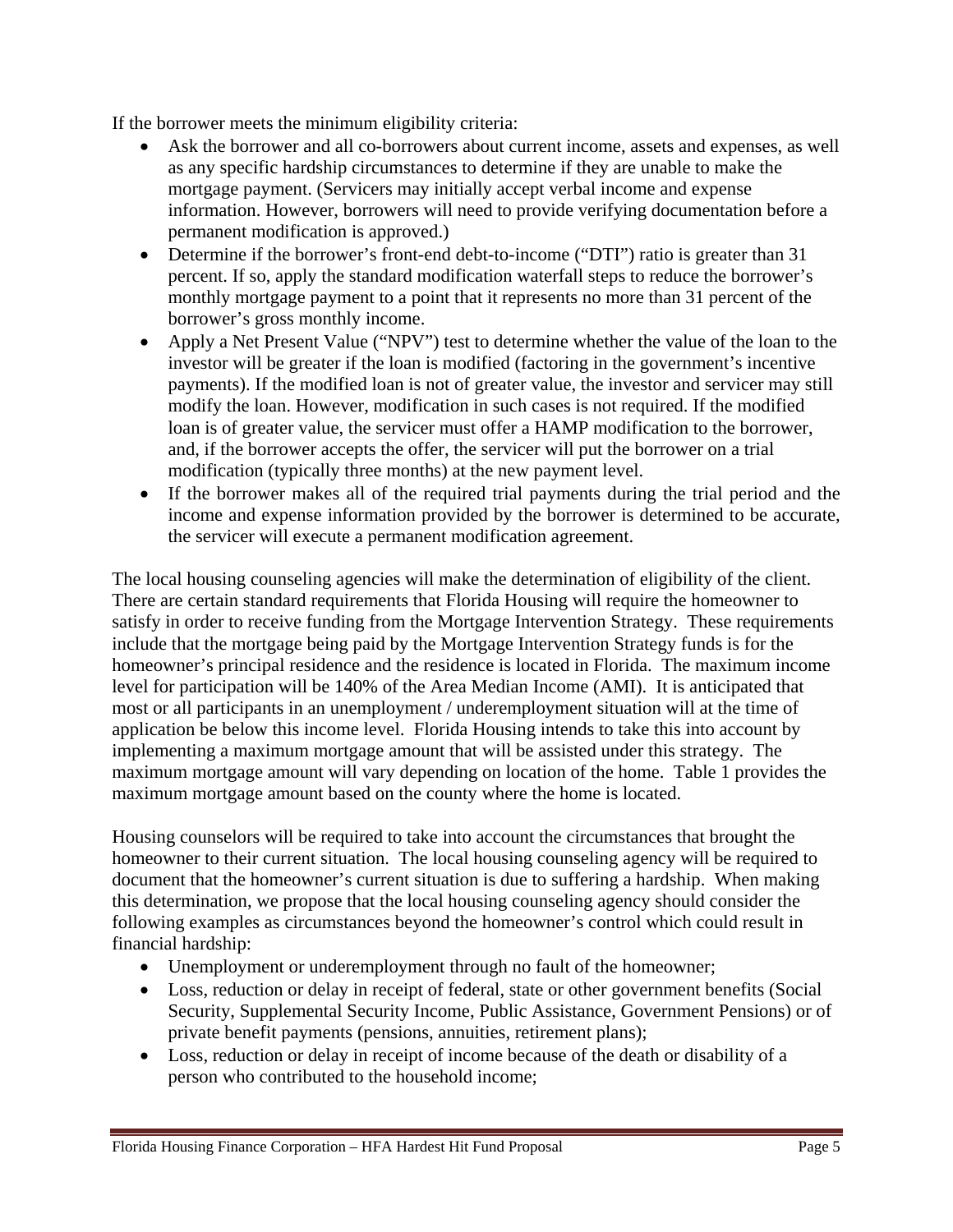If the borrower meets the minimum eligibility criteria:

- Ask the borrower and all co-borrowers about current income, assets and expenses, as well as any specific hardship circumstances to determine if they are unable to make the mortgage payment. (Servicers may initially accept verbal income and expense information. However, borrowers will need to provide verifying documentation before a permanent modification is approved.)
- Determine if the borrower's front-end debt-to-income ("DTI") ratio is greater than 31 percent. If so, apply the standard modification waterfall steps to reduce the borrower's monthly mortgage payment to a point that it represents no more than 31 percent of the borrower's gross monthly income.
- Apply a Net Present Value ("NPV") test to determine whether the value of the loan to the investor will be greater if the loan is modified (factoring in the government's incentive payments). If the modified loan is not of greater value, the investor and servicer may still modify the loan. However, modification in such cases is not required. If the modified loan is of greater value, the servicer must offer a HAMP modification to the borrower, and, if the borrower accepts the offer, the servicer will put the borrower on a trial modification (typically three months) at the new payment level.
- If the borrower makes all of the required trial payments during the trial period and the income and expense information provided by the borrower is determined to be accurate, the servicer will execute a permanent modification agreement.

The local housing counseling agencies will make the determination of eligibility of the client. There are certain standard requirements that Florida Housing will require the homeowner to satisfy in order to receive funding from the Mortgage Intervention Strategy. These requirements include that the mortgage being paid by the Mortgage Intervention Strategy funds is for the homeowner's principal residence and the residence is located in Florida. The maximum income level for participation will be 140% of the Area Median Income (AMI). It is anticipated that most or all participants in an unemployment / underemployment situation will at the time of application be below this income level. Florida Housing intends to take this into account by implementing a maximum mortgage amount that will be assisted under this strategy. The maximum mortgage amount will vary depending on location of the home. Table 1 provides the maximum mortgage amount based on the county where the home is located.

Housing counselors will be required to take into account the circumstances that brought the homeowner to their current situation. The local housing counseling agency will be required to document that the homeowner's current situation is due to suffering a hardship. When making this determination, we propose that the local housing counseling agency should consider the following examples as circumstances beyond the homeowner's control which could result in financial hardship:

- Unemployment or underemployment through no fault of the homeowner;
- Loss, reduction or delay in receipt of federal, state or other government benefits (Social Security, Supplemental Security Income, Public Assistance, Government Pensions) or of private benefit payments (pensions, annuities, retirement plans);
- Loss, reduction or delay in receipt of income because of the death or disability of a person who contributed to the household income;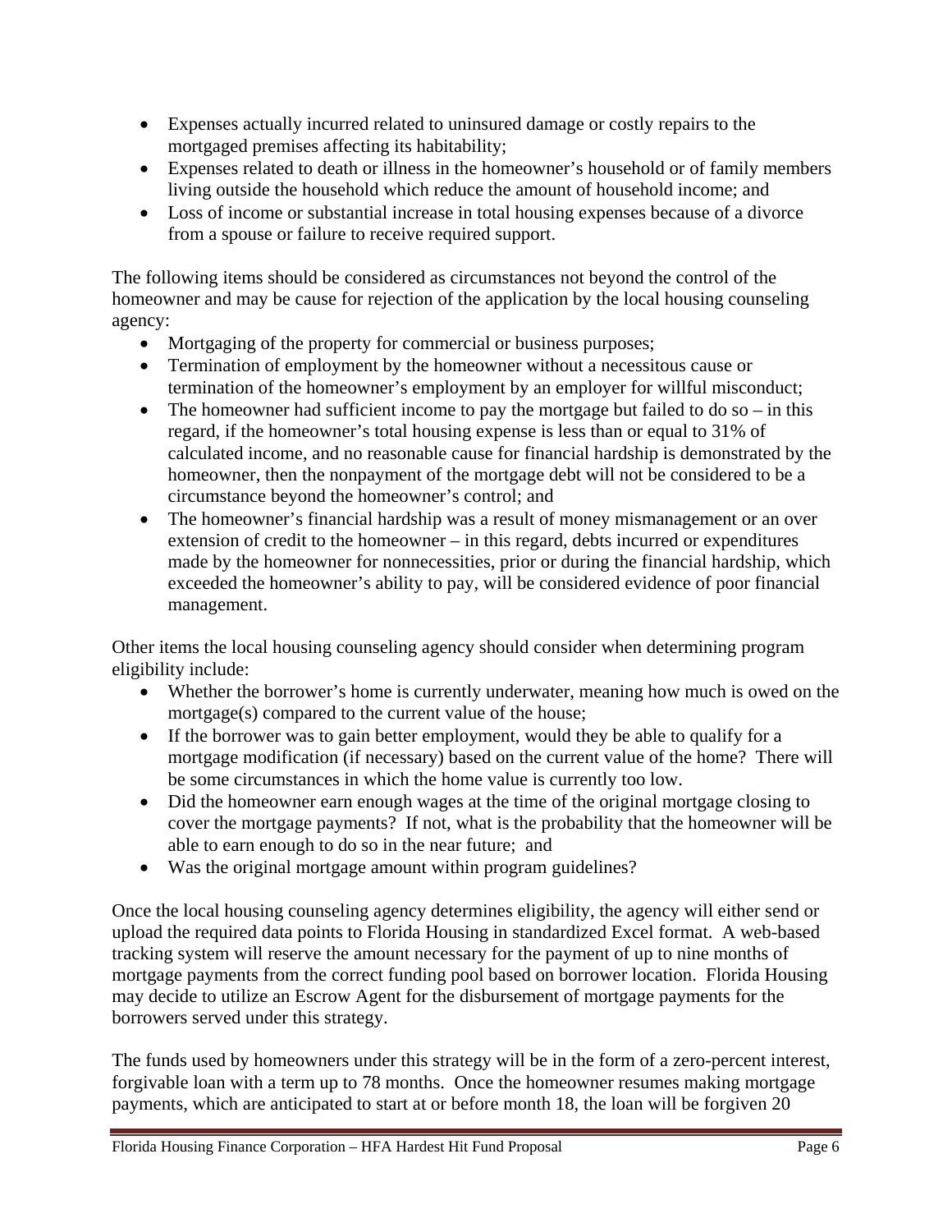- Expenses actually incurred related to uninsured damage or costly repairs to the mortgaged premises affecting its habitability;
- Expenses related to death or illness in the homeowner's household or of family members living outside the household which reduce the amount of household income; and
- Loss of income or substantial increase in total housing expenses because of a divorce from a spouse or failure to receive required support.

The following items should be considered as circumstances not beyond the control of the homeowner and may be cause for rejection of the application by the local housing counseling agency:

- Mortgaging of the property for commercial or business purposes;
- Termination of employment by the homeowner without a necessitous cause or termination of the homeowner's employment by an employer for willful misconduct;
- The homeowner had sufficient income to pay the mortgage but failed to do so – in this regard, if the homeowner's total housing expense is less than or equal to 31% of calculated income, and no reasonable cause for financial hardship is demonstrated by the homeowner, then the nonpayment of the mortgage debt will not be considered to be a circumstance beyond the homeowner's control; and
- The homeowner's financial hardship was a result of money mismanagement or an over extension of credit to the homeowner – in this regard, debts incurred or expenditures made by the homeowner for nonnecessities, prior or during the financial hardship, which exceeded the homeowner's ability to pay, will be considered evidence of poor financial management.

Other items the local housing counseling agency should consider when determining program eligibility include:

- Whether the borrower's home is currently underwater, meaning how much is owed on the mortgage(s) compared to the current value of the house;
- If the borrower was to gain better employment, would they be able to qualify for a mortgage modification (if necessary) based on the current value of the home? There will be some circumstances in which the home value is currently too low.
- Did the homeowner earn enough wages at the time of the original mortgage closing to cover the mortgage payments? If not, what is the probability that the homeowner will be able to earn enough to do so in the near future; and
- Was the original mortgage amount within program guidelines?

Once the local housing counseling agency determines eligibility, the agency will either send or upload the required data points to Florida Housing in standardized Excel format. A web-based tracking system will reserve the amount necessary for the payment of up to nine months of mortgage payments from the correct funding pool based on borrower location. Florida Housing may decide to utilize an Escrow Agent for the disbursement of mortgage payments for the borrowers served under this strategy.

The funds used by homeowners under this strategy will be in the form of a zero-percent interest, forgivable loan with a term up to 78 months. Once the homeowner resumes making mortgage payments, which are anticipated to start at or before month 18, the loan will be forgiven 20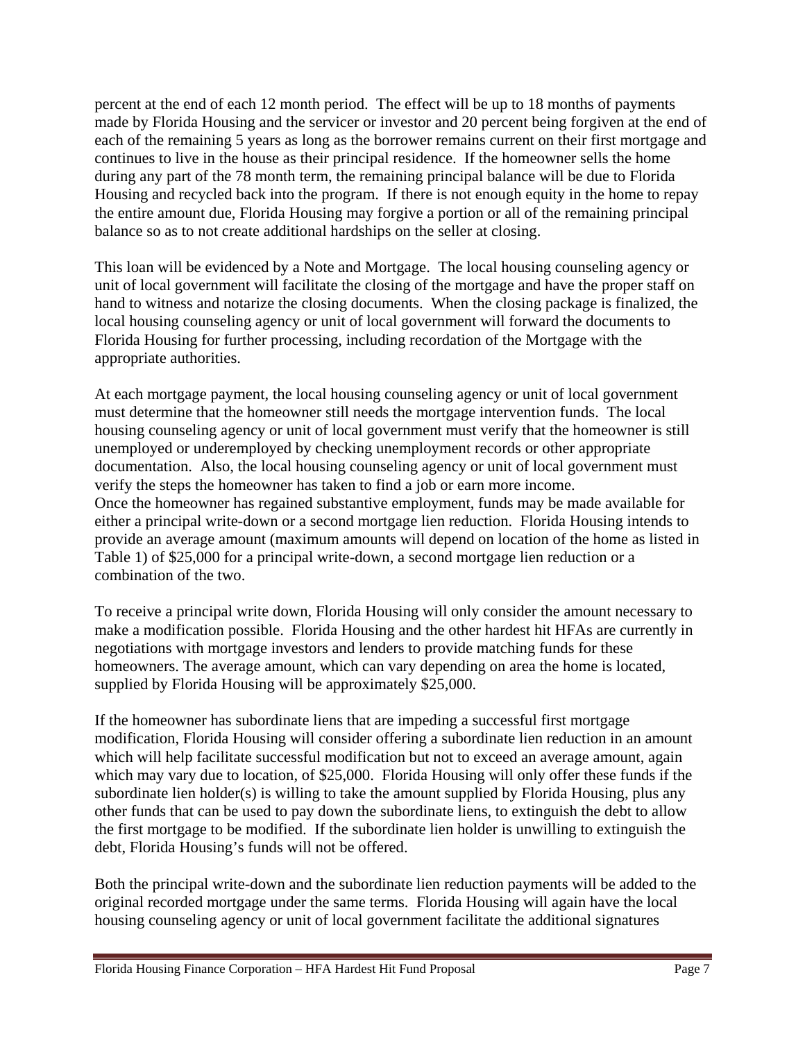percent at the end of each 12 month period. The effect will be up to 18 months of payments made by Florida Housing and the servicer or investor and 20 percent being forgiven at the end of each of the remaining 5 years as long as the borrower remains current on their first mortgage and continues to live in the house as their principal residence. If the homeowner sells the home during any part of the 78 month term, the remaining principal balance will be due to Florida Housing and recycled back into the program. If there is not enough equity in the home to repay the entire amount due, Florida Housing may forgive a portion or all of the remaining principal balance so as to not create additional hardships on the seller at closing.

This loan will be evidenced by a Note and Mortgage. The local housing counseling agency or unit of local government will facilitate the closing of the mortgage and have the proper staff on hand to witness and notarize the closing documents. When the closing package is finalized, the local housing counseling agency or unit of local government will forward the documents to Florida Housing for further processing, including recordation of the Mortgage with the appropriate authorities.

At each mortgage payment, the local housing counseling agency or unit of local government must determine that the homeowner still needs the mortgage intervention funds. The local housing counseling agency or unit of local government must verify that the homeowner is still unemployed or underemployed by checking unemployment records or other appropriate documentation. Also, the local housing counseling agency or unit of local government must verify the steps the homeowner has taken to find a job or earn more income.
Once the homeowner has regained substantive employment, funds may be made available for either a principal write-down or a second mortgage lien reduction. Florida Housing intends to provide an average amount (maximum amounts will depend on location of the home as listed in Table 1) of $25,000 for a principal write-down, a second mortgage lien reduction or a combination of the two.

To receive a principal write down, Florida Housing will only consider the amount necessary to make a modification possible. Florida Housing and the other hardest hit HFAs are currently in negotiations with mortgage investors and lenders to provide matching funds for these homeowners. The average amount, which can vary depending on area the home is located, supplied by Florida Housing will be approximately $25,000.

If the homeowner has subordinate liens that are impeding a successful first mortgage modification, Florida Housing will consider offering a subordinate lien reduction in an amount which will help facilitate successful modification but not to exceed an average amount, again which may vary due to location, of $25,000. Florida Housing will only offer these funds if the subordinate lien holder(s) is willing to take the amount supplied by Florida Housing, plus any other funds that can be used to pay down the subordinate liens, to extinguish the debt to allow the first mortgage to be modified. If the subordinate lien holder is unwilling to extinguish the debt, Florida Housing's funds will not be offered.

Both the principal write-down and the subordinate lien reduction payments will be added to the original recorded mortgage under the same terms. Florida Housing will again have the local housing counseling agency or unit of local government facilitate the additional signatures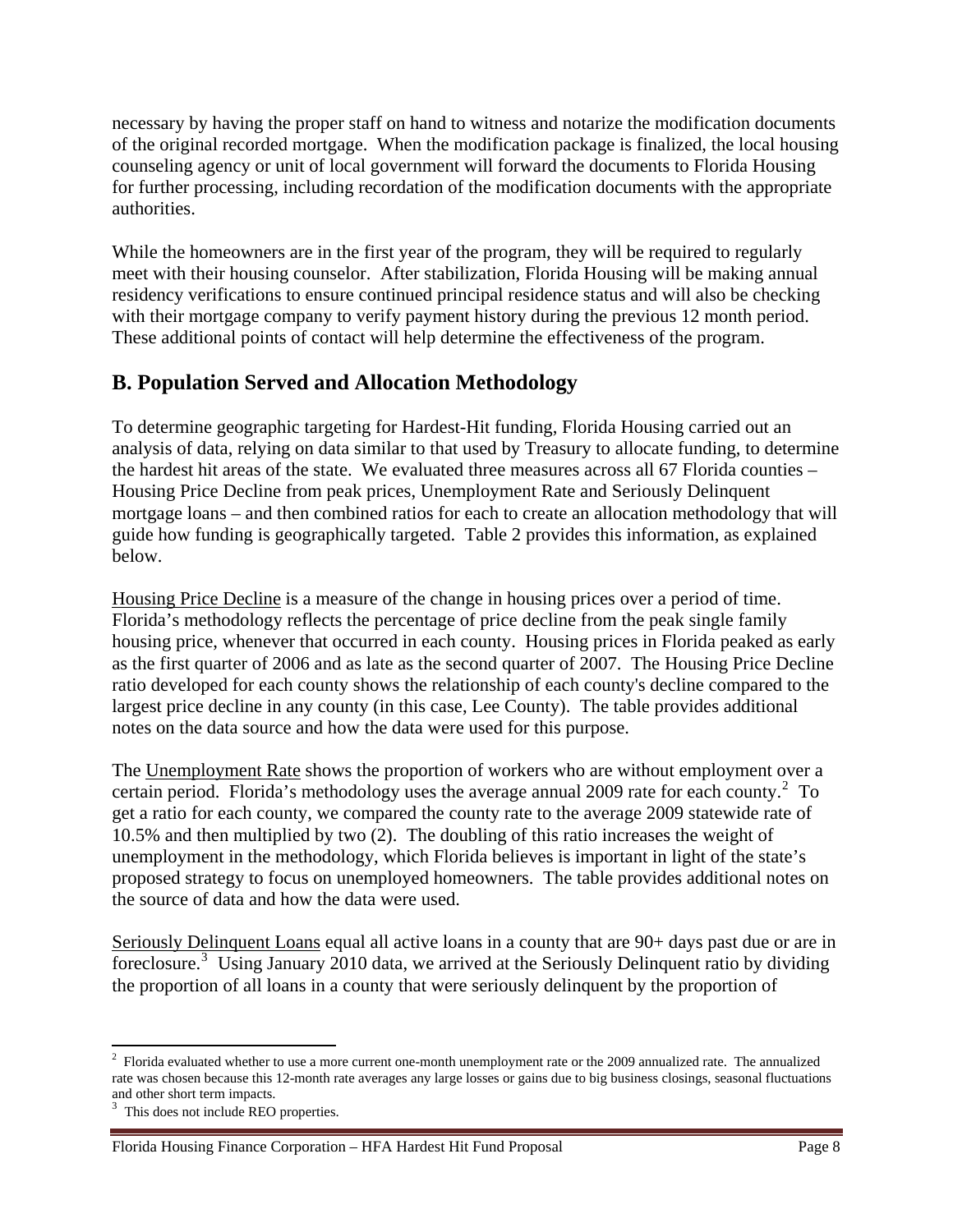necessary by having the proper staff on hand to witness and notarize the modification documents of the original recorded mortgage. When the modification package is finalized, the local housing counseling agency or unit of local government will forward the documents to Florida Housing for further processing, including recordation of the modification documents with the appropriate authorities.

While the homeowners are in the first year of the program, they will be required to regularly meet with their housing counselor. After stabilization, Florida Housing will be making annual residency verifications to ensure continued principal residence status and will also be checking with their mortgage company to verify payment history during the previous 12 month period. These additional points of contact will help determine the effectiveness of the program.

## B. Population Served and Allocation Methodology

To determine geographic targeting for Hardest-Hit funding, Florida Housing carried out an analysis of data, relying on data similar to that used by Treasury to allocate funding, to determine the hardest hit areas of the state. We evaluated three measures across all 67 Florida counties – Housing Price Decline from peak prices, Unemployment Rate and Seriously Delinquent mortgage loans – and then combined ratios for each to create an allocation methodology that will guide how funding is geographically targeted. Table 2 provides this information, as explained below.

Housing Price Decline is a measure of the change in housing prices over a period of time. Florida's methodology reflects the percentage of price decline from the peak single family housing price, whenever that occurred in each county. Housing prices in Florida peaked as early as the first quarter of 2006 and as late as the second quarter of 2007. The Housing Price Decline ratio developed for each county shows the relationship of each county's decline compared to the largest price decline in any county (in this case, Lee County). The table provides additional notes on the data source and how the data were used for this purpose.

The Unemployment Rate shows the proportion of workers who are without employment over a certain period. Florida's methodology uses the average annual 2009 rate for each county.[2] To get a ratio for each county, we compared the county rate to the average 2009 statewide rate of 10.5% and then multiplied by two (2). The doubling of this ratio increases the weight of unemployment in the methodology, which Florida believes is important in light of the state's proposed strategy to focus on unemployed homeowners. The table provides additional notes on the source of data and how the data were used.

Seriously Delinquent Loans equal all active loans in a county that are 90+ days past due or are in foreclosure.[3] Using January 2010 data, we arrived at the Seriously Delinquent ratio by dividing the proportion of all loans in a county that were seriously delinquent by the proportion of

[2] Florida evaluated whether to use a more current one-month unemployment rate or the 2009 annualized rate. The annualized rate was chosen because this 12-month rate averages any large losses or gains due to big business closings, seasonal fluctuations and other short term impacts.

[3] This does not include REO properties.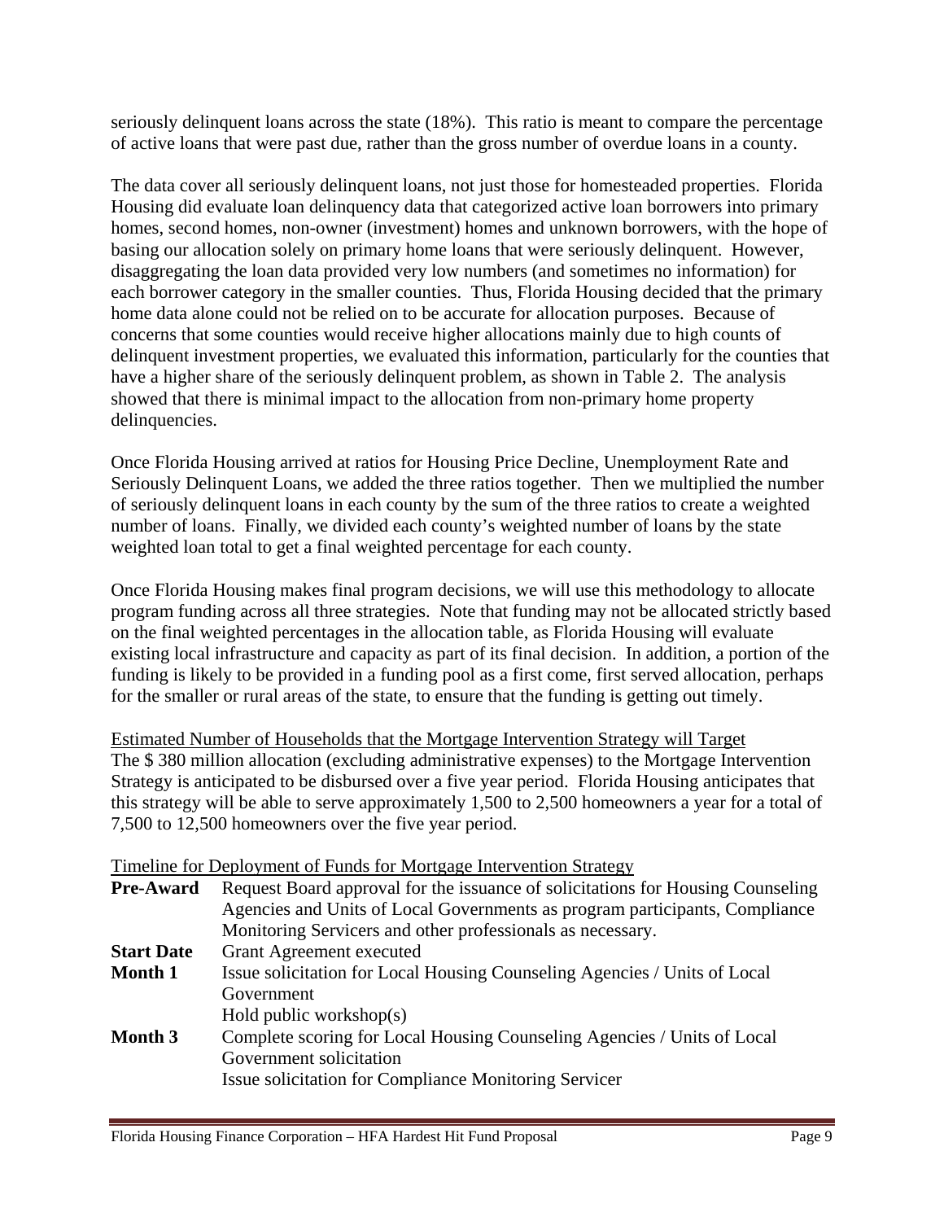seriously delinquent loans across the state (18%). This ratio is meant to compare the percentage of active loans that were past due, rather than the gross number of overdue loans in a county.

The data cover all seriously delinquent loans, not just those for homesteaded properties. Florida Housing did evaluate loan delinquency data that categorized active loan borrowers into primary homes, second homes, non-owner (investment) homes and unknown borrowers, with the hope of basing our allocation solely on primary home loans that were seriously delinquent. However, disaggregating the loan data provided very low numbers (and sometimes no information) for each borrower category in the smaller counties. Thus, Florida Housing decided that the primary home data alone could not be relied on to be accurate for allocation purposes. Because of concerns that some counties would receive higher allocations mainly due to high counts of delinquent investment properties, we evaluated this information, particularly for the counties that have a higher share of the seriously delinquent problem, as shown in Table 2. The analysis showed that there is minimal impact to the allocation from non-primary home property delinquencies.

Once Florida Housing arrived at ratios for Housing Price Decline, Unemployment Rate and Seriously Delinquent Loans, we added the three ratios together. Then we multiplied the number of seriously delinquent loans in each county by the sum of the three ratios to create a weighted number of loans. Finally, we divided each county's weighted number of loans by the state weighted loan total to get a final weighted percentage for each county.

Once Florida Housing makes final program decisions, we will use this methodology to allocate program funding across all three strategies. Note that funding may not be allocated strictly based on the final weighted percentages in the allocation table, as Florida Housing will evaluate existing local infrastructure and capacity as part of its final decision. In addition, a portion of the funding is likely to be provided in a funding pool as a first come, first served allocation, perhaps for the smaller or rural areas of the state, to ensure that the funding is getting out timely.

Estimated Number of Households that the Mortgage Intervention Strategy will Target

The $ 380 million allocation (excluding administrative expenses) to the Mortgage Intervention Strategy is anticipated to be disbursed over a five year period. Florida Housing anticipates that this strategy will be able to serve approximately 1,500 to 2,500 homeowners a year for a total of 7,500 to 12,500 homeowners over the five year period.

Timeline for Deployment of Funds for Mortgage Intervention Strategy

| | |
|---|---|
| **Pre-Award** | Request Board approval for the issuance of solicitations for Housing Counseling Agencies and Units of Local Governments as program participants, Compliance Monitoring Servicers and other professionals as necessary. |
| **Start Date** | Grant Agreement executed |
| **Month 1** | Issue solicitation for Local Housing Counseling Agencies / Units of Local Government<br>Hold public workshop(s) |
| **Month 3** | Complete scoring for Local Housing Counseling Agencies / Units of Local Government solicitation<br>Issue solicitation for Compliance Monitoring Servicer |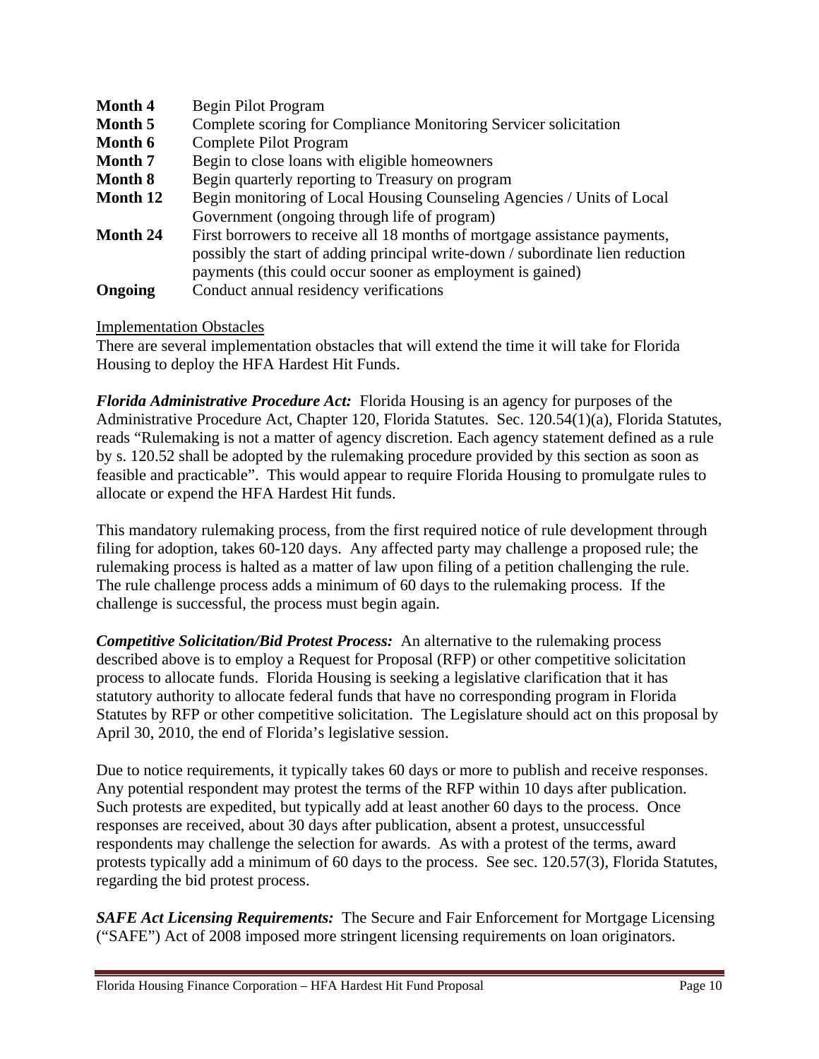| | |
|---|---|
| **Month 4** | Begin Pilot Program |
| **Month 5** | Complete scoring for Compliance Monitoring Servicer solicitation |
| **Month 6** | Complete Pilot Program |
| **Month 7** | Begin to close loans with eligible homeowners |
| **Month 8** | Begin quarterly reporting to Treasury on program |
| **Month 12** | Begin monitoring of Local Housing Counseling Agencies / Units of Local Government (ongoing through life of program) |
| **Month 24** | First borrowers to receive all 18 months of mortgage assistance payments, possibly the start of adding principal write-down / subordinate lien reduction payments (this could occur sooner as employment is gained) |
| **Ongoing** | Conduct annual residency verifications |

Implementation Obstacles

There are several implementation obstacles that will extend the time it will take for Florida Housing to deploy the HFA Hardest Hit Funds.

***Florida Administrative Procedure Act:*** Florida Housing is an agency for purposes of the Administrative Procedure Act, Chapter 120, Florida Statutes. Sec. 120.54(1)(a), Florida Statutes, reads "Rulemaking is not a matter of agency discretion. Each agency statement defined as a rule by s. 120.52 shall be adopted by the rulemaking procedure provided by this section as soon as feasible and practicable". This would appear to require Florida Housing to promulgate rules to allocate or expend the HFA Hardest Hit funds.

This mandatory rulemaking process, from the first required notice of rule development through filing for adoption, takes 60-120 days. Any affected party may challenge a proposed rule; the rulemaking process is halted as a matter of law upon filing of a petition challenging the rule. The rule challenge process adds a minimum of 60 days to the rulemaking process. If the challenge is successful, the process must begin again.

***Competitive Solicitation/Bid Protest Process:*** An alternative to the rulemaking process described above is to employ a Request for Proposal (RFP) or other competitive solicitation process to allocate funds. Florida Housing is seeking a legislative clarification that it has statutory authority to allocate federal funds that have no corresponding program in Florida Statutes by RFP or other competitive solicitation. The Legislature should act on this proposal by April 30, 2010, the end of Florida's legislative session.

Due to notice requirements, it typically takes 60 days or more to publish and receive responses. Any potential respondent may protest the terms of the RFP within 10 days after publication. Such protests are expedited, but typically add at least another 60 days to the process. Once responses are received, about 30 days after publication, absent a protest, unsuccessful respondents may challenge the selection for awards. As with a protest of the terms, award protests typically add a minimum of 60 days to the process. See sec. 120.57(3), Florida Statutes, regarding the bid protest process.

***SAFE Act Licensing Requirements:*** The Secure and Fair Enforcement for Mortgage Licensing ("SAFE") Act of 2008 imposed more stringent licensing requirements on loan originators.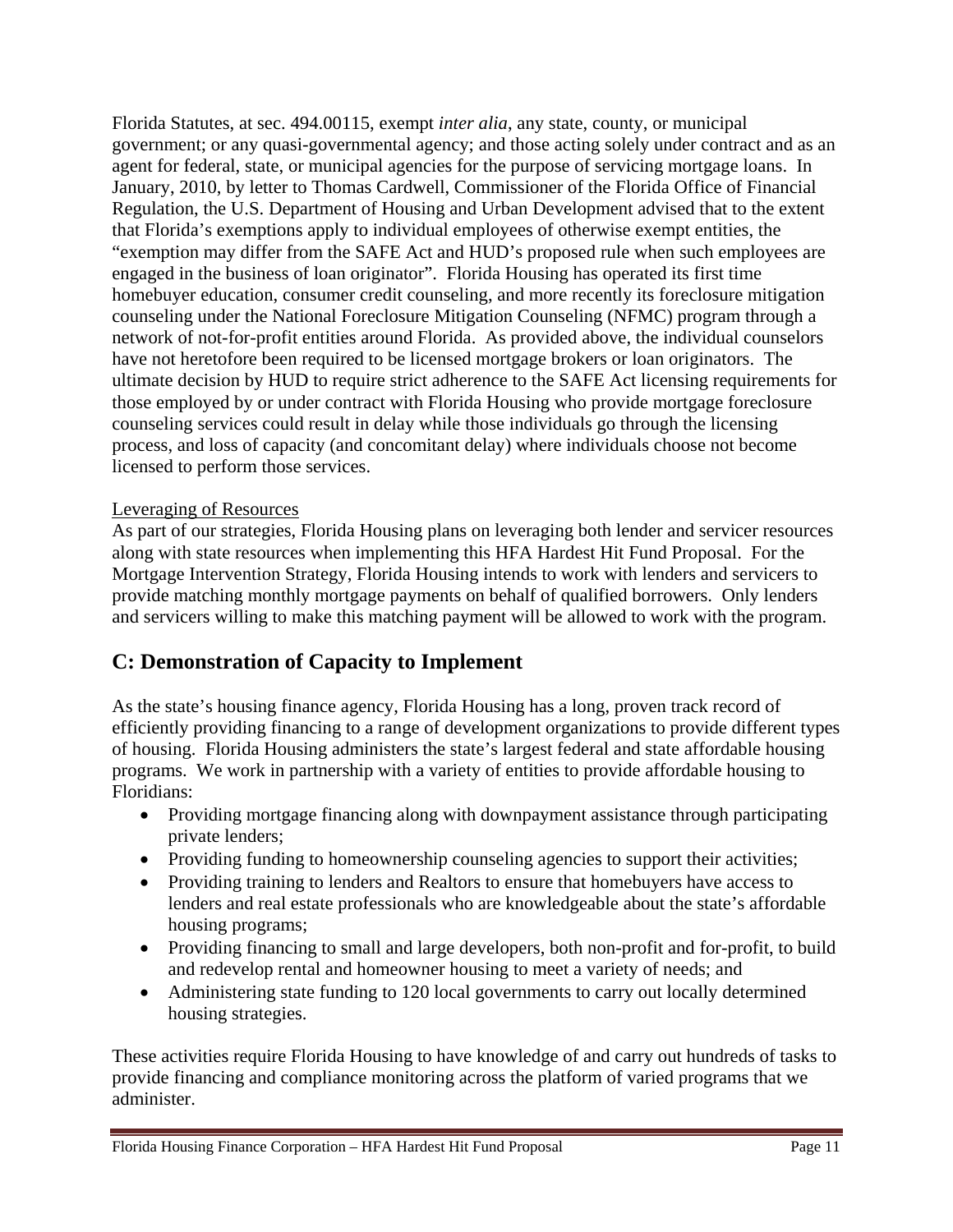Florida Statutes, at sec. 494.00115, exempt *inter alia*, any state, county, or municipal government; or any quasi-governmental agency; and those acting solely under contract and as an agent for federal, state, or municipal agencies for the purpose of servicing mortgage loans. In January, 2010, by letter to Thomas Cardwell, Commissioner of the Florida Office of Financial Regulation, the U.S. Department of Housing and Urban Development advised that to the extent that Florida's exemptions apply to individual employees of otherwise exempt entities, the "exemption may differ from the SAFE Act and HUD's proposed rule when such employees are engaged in the business of loan originator". Florida Housing has operated its first time homebuyer education, consumer credit counseling, and more recently its foreclosure mitigation counseling under the National Foreclosure Mitigation Counseling (NFMC) program through a network of not-for-profit entities around Florida. As provided above, the individual counselors have not heretofore been required to be licensed mortgage brokers or loan originators. The ultimate decision by HUD to require strict adherence to the SAFE Act licensing requirements for those employed by or under contract with Florida Housing who provide mortgage foreclosure counseling services could result in delay while those individuals go through the licensing process, and loss of capacity (and concomitant delay) where individuals choose not become licensed to perform those services.

Leveraging of Resources

As part of our strategies, Florida Housing plans on leveraging both lender and servicer resources along with state resources when implementing this HFA Hardest Hit Fund Proposal. For the Mortgage Intervention Strategy, Florida Housing intends to work with lenders and servicers to provide matching monthly mortgage payments on behalf of qualified borrowers. Only lenders and servicers willing to make this matching payment will be allowed to work with the program.

## C: Demonstration of Capacity to Implement

As the state's housing finance agency, Florida Housing has a long, proven track record of efficiently providing financing to a range of development organizations to provide different types of housing. Florida Housing administers the state's largest federal and state affordable housing programs. We work in partnership with a variety of entities to provide affordable housing to Floridians:

- Providing mortgage financing along with downpayment assistance through participating private lenders;
- Providing funding to homeownership counseling agencies to support their activities;
- Providing training to lenders and Realtors to ensure that homebuyers have access to lenders and real estate professionals who are knowledgeable about the state's affordable housing programs;
- Providing financing to small and large developers, both non-profit and for-profit, to build and redevelop rental and homeowner housing to meet a variety of needs; and
- Administering state funding to 120 local governments to carry out locally determined housing strategies.

These activities require Florida Housing to have knowledge of and carry out hundreds of tasks to provide financing and compliance monitoring across the platform of varied programs that we administer.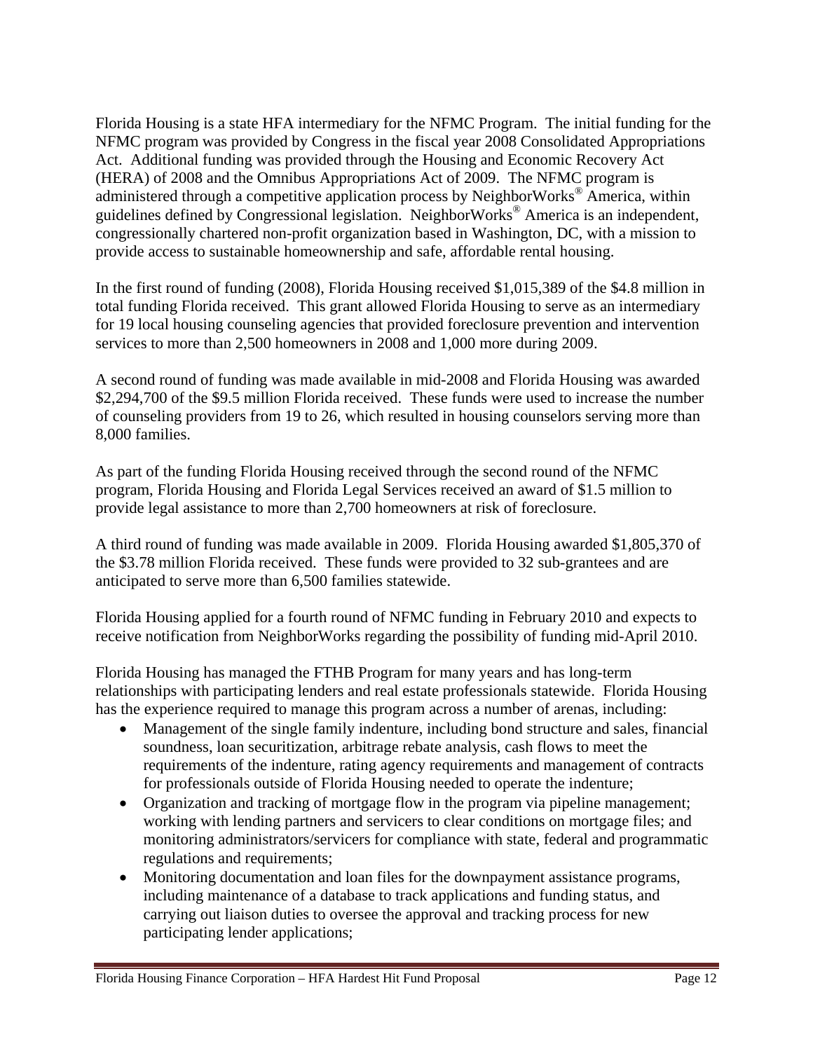Florida Housing is a state HFA intermediary for the NFMC Program. The initial funding for the NFMC program was provided by Congress in the fiscal year 2008 Consolidated Appropriations Act. Additional funding was provided through the Housing and Economic Recovery Act (HERA) of 2008 and the Omnibus Appropriations Act of 2009. The NFMC program is administered through a competitive application process by NeighborWorks® America, within guidelines defined by Congressional legislation. NeighborWorks® America is an independent, congressionally chartered non-profit organization based in Washington, DC, with a mission to provide access to sustainable homeownership and safe, affordable rental housing.

In the first round of funding (2008), Florida Housing received $1,015,389 of the $4.8 million in total funding Florida received. This grant allowed Florida Housing to serve as an intermediary for 19 local housing counseling agencies that provided foreclosure prevention and intervention services to more than 2,500 homeowners in 2008 and 1,000 more during 2009.

A second round of funding was made available in mid-2008 and Florida Housing was awarded $2,294,700 of the $9.5 million Florida received. These funds were used to increase the number of counseling providers from 19 to 26, which resulted in housing counselors serving more than 8,000 families.

As part of the funding Florida Housing received through the second round of the NFMC program, Florida Housing and Florida Legal Services received an award of $1.5 million to provide legal assistance to more than 2,700 homeowners at risk of foreclosure.

A third round of funding was made available in 2009. Florida Housing awarded $1,805,370 of the $3.78 million Florida received. These funds were provided to 32 sub-grantees and are anticipated to serve more than 6,500 families statewide.

Florida Housing applied for a fourth round of NFMC funding in February 2010 and expects to receive notification from NeighborWorks regarding the possibility of funding mid-April 2010.

Florida Housing has managed the FTHB Program for many years and has long-term relationships with participating lenders and real estate professionals statewide. Florida Housing has the experience required to manage this program across a number of arenas, including:

- Management of the single family indenture, including bond structure and sales, financial soundness, loan securitization, arbitrage rebate analysis, cash flows to meet the requirements of the indenture, rating agency requirements and management of contracts for professionals outside of Florida Housing needed to operate the indenture;
- Organization and tracking of mortgage flow in the program via pipeline management; working with lending partners and servicers to clear conditions on mortgage files; and monitoring administrators/servicers for compliance with state, federal and programmatic regulations and requirements;
- Monitoring documentation and loan files for the downpayment assistance programs, including maintenance of a database to track applications and funding status, and carrying out liaison duties to oversee the approval and tracking process for new participating lender applications;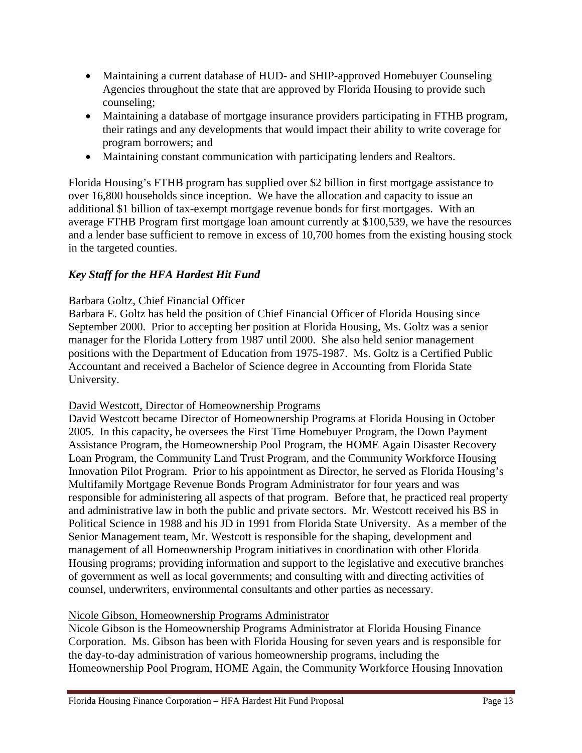- Maintaining a current database of HUD- and SHIP-approved Homebuyer Counseling Agencies throughout the state that are approved by Florida Housing to provide such counseling;
- Maintaining a database of mortgage insurance providers participating in FTHB program, their ratings and any developments that would impact their ability to write coverage for program borrowers; and
- Maintaining constant communication with participating lenders and Realtors.

Florida Housing's FTHB program has supplied over $2 billion in first mortgage assistance to over 16,800 households since inception. We have the allocation and capacity to issue an additional $1 billion of tax-exempt mortgage revenue bonds for first mortgages. With an average FTHB Program first mortgage loan amount currently at $100,539, we have the resources and a lender base sufficient to remove in excess of 10,700 homes from the existing housing stock in the targeted counties.

### *Key Staff for the HFA Hardest Hit Fund*

<u>Barbara Goltz, Chief Financial Officer</u>

Barbara E. Goltz has held the position of Chief Financial Officer of Florida Housing since September 2000. Prior to accepting her position at Florida Housing, Ms. Goltz was a senior manager for the Florida Lottery from 1987 until 2000. She also held senior management positions with the Department of Education from 1975-1987. Ms. Goltz is a Certified Public Accountant and received a Bachelor of Science degree in Accounting from Florida State University.

<u>David Westcott, Director of Homeownership Programs</u>

David Westcott became Director of Homeownership Programs at Florida Housing in October 2005. In this capacity, he oversees the First Time Homebuyer Program, the Down Payment Assistance Program, the Homeownership Pool Program, the HOME Again Disaster Recovery Loan Program, the Community Land Trust Program, and the Community Workforce Housing Innovation Pilot Program. Prior to his appointment as Director, he served as Florida Housing's Multifamily Mortgage Revenue Bonds Program Administrator for four years and was responsible for administering all aspects of that program. Before that, he practiced real property and administrative law in both the public and private sectors. Mr. Westcott received his BS in Political Science in 1988 and his JD in 1991 from Florida State University. As a member of the Senior Management team, Mr. Westcott is responsible for the shaping, development and management of all Homeownership Program initiatives in coordination with other Florida Housing programs; providing information and support to the legislative and executive branches of government as well as local governments; and consulting with and directing activities of counsel, underwriters, environmental consultants and other parties as necessary.

<u>Nicole Gibson, Homeownership Programs Administrator</u>

Nicole Gibson is the Homeownership Programs Administrator at Florida Housing Finance Corporation. Ms. Gibson has been with Florida Housing for seven years and is responsible for the day-to-day administration of various homeownership programs, including the Homeownership Pool Program, HOME Again, the Community Workforce Housing Innovation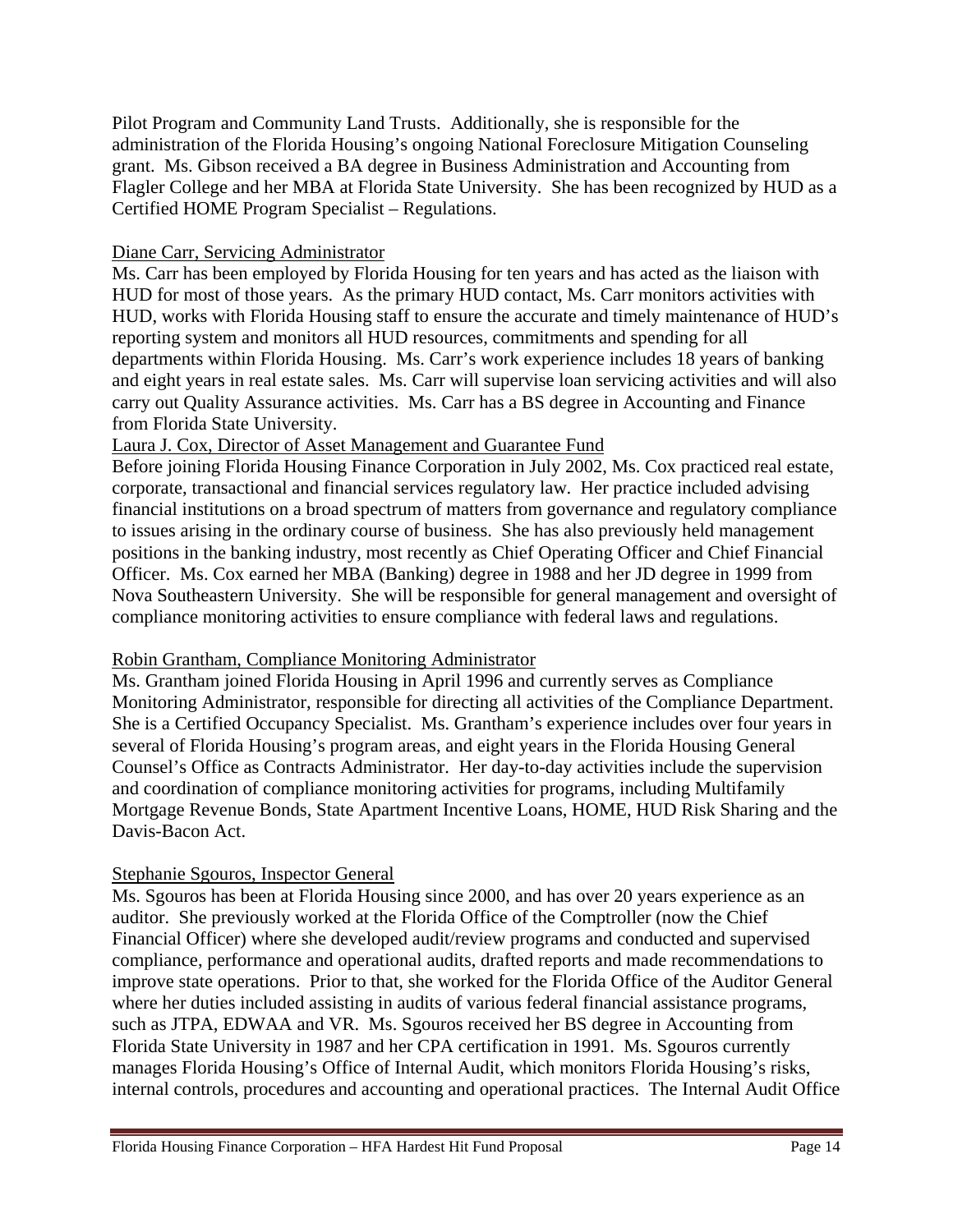Pilot Program and Community Land Trusts. Additionally, she is responsible for the administration of the Florida Housing's ongoing National Foreclosure Mitigation Counseling grant. Ms. Gibson received a BA degree in Business Administration and Accounting from Flagler College and her MBA at Florida State University. She has been recognized by HUD as a Certified HOME Program Specialist – Regulations.

<u>Diane Carr, Servicing Administrator</u>

Ms. Carr has been employed by Florida Housing for ten years and has acted as the liaison with HUD for most of those years. As the primary HUD contact, Ms. Carr monitors activities with HUD, works with Florida Housing staff to ensure the accurate and timely maintenance of HUD's reporting system and monitors all HUD resources, commitments and spending for all departments within Florida Housing. Ms. Carr's work experience includes 18 years of banking and eight years in real estate sales. Ms. Carr will supervise loan servicing activities and will also carry out Quality Assurance activities. Ms. Carr has a BS degree in Accounting and Finance from Florida State University.

<u>Laura J. Cox, Director of Asset Management and Guarantee Fund</u>

Before joining Florida Housing Finance Corporation in July 2002, Ms. Cox practiced real estate, corporate, transactional and financial services regulatory law. Her practice included advising financial institutions on a broad spectrum of matters from governance and regulatory compliance to issues arising in the ordinary course of business. She has also previously held management positions in the banking industry, most recently as Chief Operating Officer and Chief Financial Officer. Ms. Cox earned her MBA (Banking) degree in 1988 and her JD degree in 1999 from Nova Southeastern University. She will be responsible for general management and oversight of compliance monitoring activities to ensure compliance with federal laws and regulations.

<u>Robin Grantham, Compliance Monitoring Administrator</u>

Ms. Grantham joined Florida Housing in April 1996 and currently serves as Compliance Monitoring Administrator, responsible for directing all activities of the Compliance Department. She is a Certified Occupancy Specialist. Ms. Grantham's experience includes over four years in several of Florida Housing's program areas, and eight years in the Florida Housing General Counsel's Office as Contracts Administrator. Her day-to-day activities include the supervision and coordination of compliance monitoring activities for programs, including Multifamily Mortgage Revenue Bonds, State Apartment Incentive Loans, HOME, HUD Risk Sharing and the Davis-Bacon Act.

<u>Stephanie Sgouros, Inspector General</u>

Ms. Sgouros has been at Florida Housing since 2000, and has over 20 years experience as an auditor. She previously worked at the Florida Office of the Comptroller (now the Chief Financial Officer) where she developed audit/review programs and conducted and supervised compliance, performance and operational audits, drafted reports and made recommendations to improve state operations. Prior to that, she worked for the Florida Office of the Auditor General where her duties included assisting in audits of various federal financial assistance programs, such as JTPA, EDWAA and VR. Ms. Sgouros received her BS degree in Accounting from Florida State University in 1987 and her CPA certification in 1991. Ms. Sgouros currently manages Florida Housing's Office of Internal Audit, which monitors Florida Housing's risks, internal controls, procedures and accounting and operational practices. The Internal Audit Office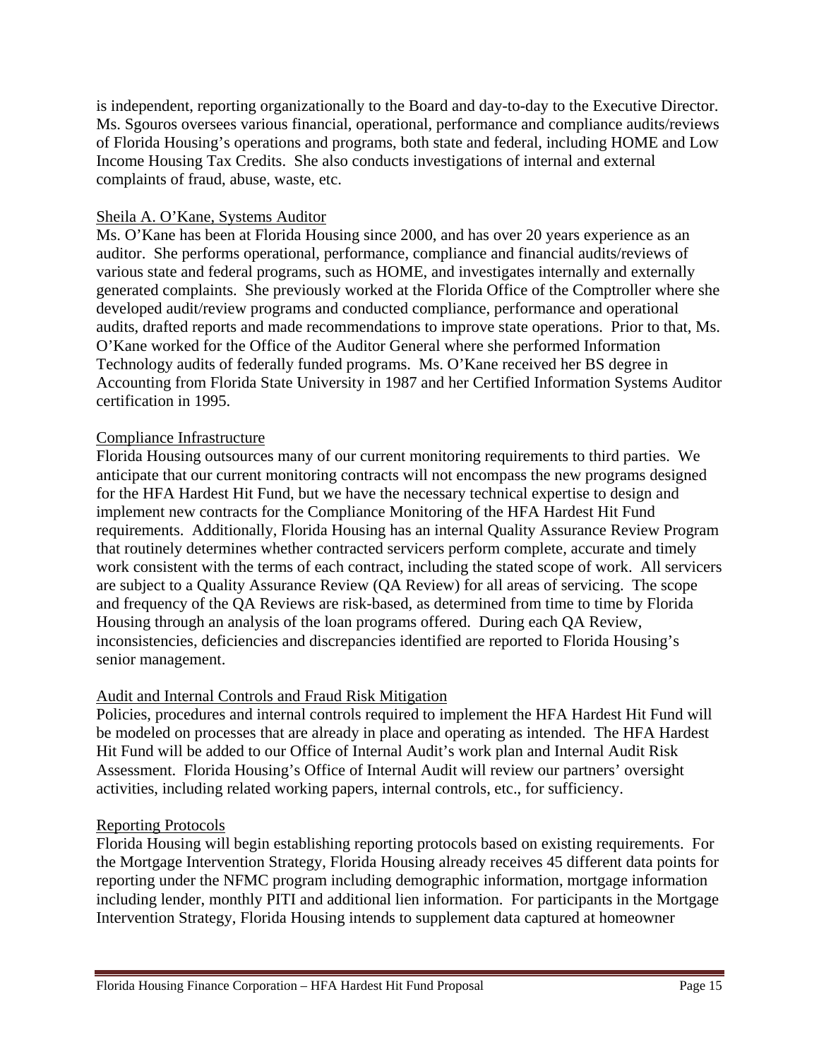is independent, reporting organizationally to the Board and day-to-day to the Executive Director. Ms. Sgouros oversees various financial, operational, performance and compliance audits/reviews of Florida Housing's operations and programs, both state and federal, including HOME and Low Income Housing Tax Credits. She also conducts investigations of internal and external complaints of fraud, abuse, waste, etc.

Sheila A. O'Kane, Systems Auditor

Ms. O'Kane has been at Florida Housing since 2000, and has over 20 years experience as an auditor. She performs operational, performance, compliance and financial audits/reviews of various state and federal programs, such as HOME, and investigates internally and externally generated complaints. She previously worked at the Florida Office of the Comptroller where she developed audit/review programs and conducted compliance, performance and operational audits, drafted reports and made recommendations to improve state operations. Prior to that, Ms. O'Kane worked for the Office of the Auditor General where she performed Information Technology audits of federally funded programs. Ms. O'Kane received her BS degree in Accounting from Florida State University in 1987 and her Certified Information Systems Auditor certification in 1995.

Compliance Infrastructure

Florida Housing outsources many of our current monitoring requirements to third parties. We anticipate that our current monitoring contracts will not encompass the new programs designed for the HFA Hardest Hit Fund, but we have the necessary technical expertise to design and implement new contracts for the Compliance Monitoring of the HFA Hardest Hit Fund requirements. Additionally, Florida Housing has an internal Quality Assurance Review Program that routinely determines whether contracted servicers perform complete, accurate and timely work consistent with the terms of each contract, including the stated scope of work. All servicers are subject to a Quality Assurance Review (QA Review) for all areas of servicing. The scope and frequency of the QA Reviews are risk-based, as determined from time to time by Florida Housing through an analysis of the loan programs offered. During each QA Review, inconsistencies, deficiencies and discrepancies identified are reported to Florida Housing's senior management.

Audit and Internal Controls and Fraud Risk Mitigation

Policies, procedures and internal controls required to implement the HFA Hardest Hit Fund will be modeled on processes that are already in place and operating as intended. The HFA Hardest Hit Fund will be added to our Office of Internal Audit's work plan and Internal Audit Risk Assessment. Florida Housing's Office of Internal Audit will review our partners' oversight activities, including related working papers, internal controls, etc., for sufficiency.

Reporting Protocols

Florida Housing will begin establishing reporting protocols based on existing requirements. For the Mortgage Intervention Strategy, Florida Housing already receives 45 different data points for reporting under the NFMC program including demographic information, mortgage information including lender, monthly PITI and additional lien information. For participants in the Mortgage Intervention Strategy, Florida Housing intends to supplement data captured at homeowner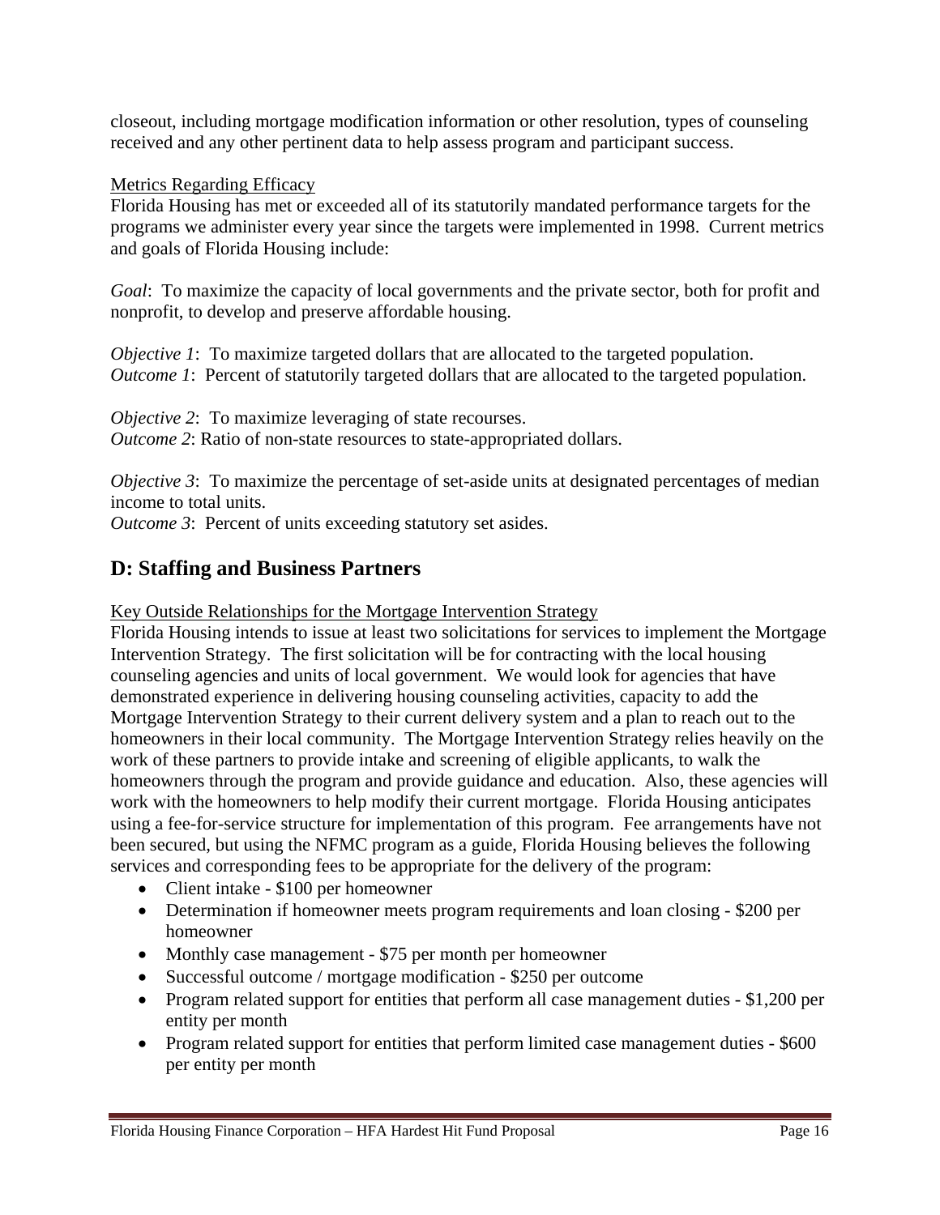closeout, including mortgage modification information or other resolution, types of counseling received and any other pertinent data to help assess program and participant success.

Metrics Regarding Efficacy

Florida Housing has met or exceeded all of its statutorily mandated performance targets for the programs we administer every year since the targets were implemented in 1998. Current metrics and goals of Florida Housing include:

*Goal*: To maximize the capacity of local governments and the private sector, both for profit and nonprofit, to develop and preserve affordable housing.

*Objective 1*: To maximize targeted dollars that are allocated to the targeted population.
*Outcome 1*: Percent of statutorily targeted dollars that are allocated to the targeted population.

*Objective 2*: To maximize leveraging of state recourses.
*Outcome 2*: Ratio of non-state resources to state-appropriated dollars.

*Objective 3*: To maximize the percentage of set-aside units at designated percentages of median income to total units.
*Outcome 3*: Percent of units exceeding statutory set asides.

## D: Staffing and Business Partners

Key Outside Relationships for the Mortgage Intervention Strategy

Florida Housing intends to issue at least two solicitations for services to implement the Mortgage Intervention Strategy. The first solicitation will be for contracting with the local housing counseling agencies and units of local government. We would look for agencies that have demonstrated experience in delivering housing counseling activities, capacity to add the Mortgage Intervention Strategy to their current delivery system and a plan to reach out to the homeowners in their local community. The Mortgage Intervention Strategy relies heavily on the work of these partners to provide intake and screening of eligible applicants, to walk the homeowners through the program and provide guidance and education. Also, these agencies will work with the homeowners to help modify their current mortgage. Florida Housing anticipates using a fee-for-service structure for implementation of this program. Fee arrangements have not been secured, but using the NFMC program as a guide, Florida Housing believes the following services and corresponding fees to be appropriate for the delivery of the program:

- Client intake - $100 per homeowner
- Determination if homeowner meets program requirements and loan closing - $200 per homeowner
- Monthly case management - $75 per month per homeowner
- Successful outcome / mortgage modification - $250 per outcome
- Program related support for entities that perform all case management duties - $1,200 per entity per month
- Program related support for entities that perform limited case management duties - $600 per entity per month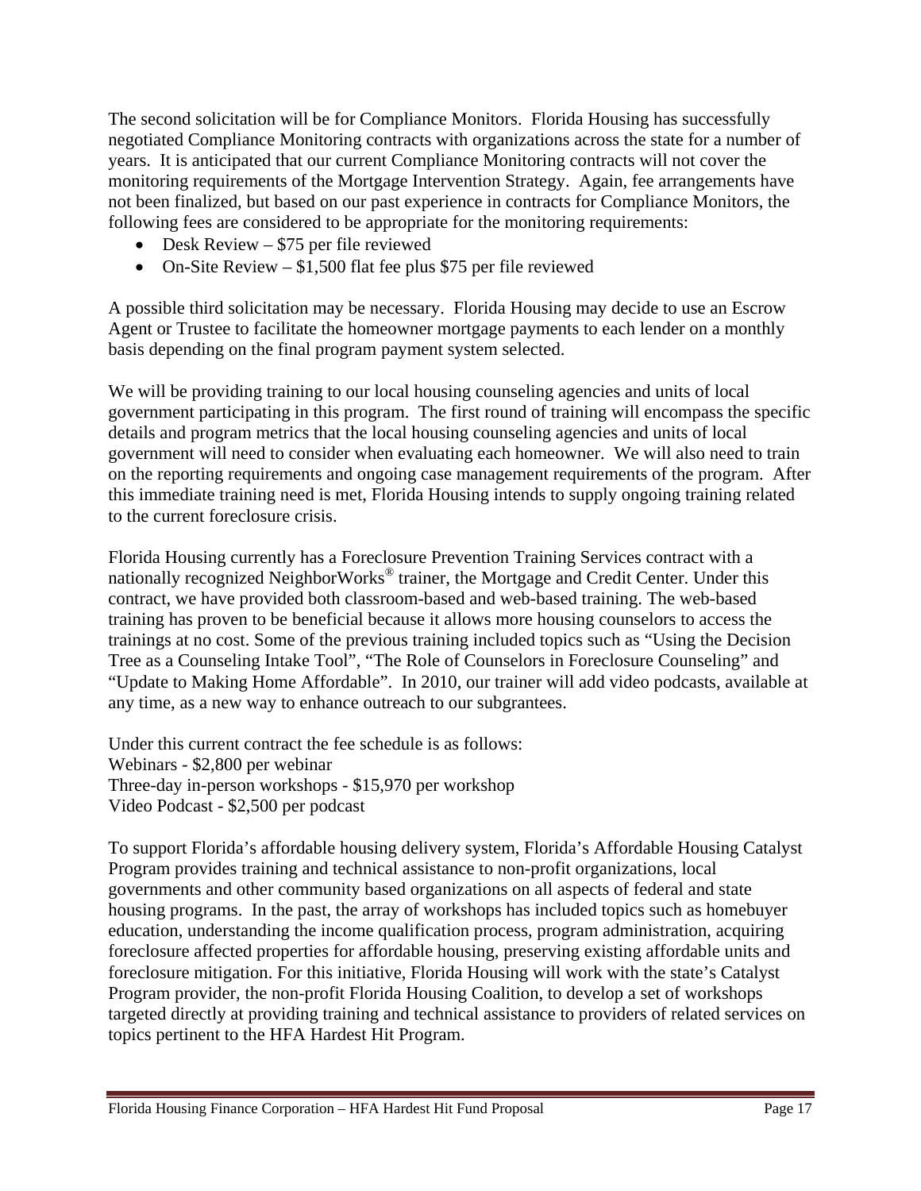The second solicitation will be for Compliance Monitors. Florida Housing has successfully negotiated Compliance Monitoring contracts with organizations across the state for a number of years. It is anticipated that our current Compliance Monitoring contracts will not cover the monitoring requirements of the Mortgage Intervention Strategy. Again, fee arrangements have not been finalized, but based on our past experience in contracts for Compliance Monitors, the following fees are considered to be appropriate for the monitoring requirements:

- Desk Review – $75 per file reviewed
- On-Site Review – $1,500 flat fee plus $75 per file reviewed

A possible third solicitation may be necessary. Florida Housing may decide to use an Escrow Agent or Trustee to facilitate the homeowner mortgage payments to each lender on a monthly basis depending on the final program payment system selected.

We will be providing training to our local housing counseling agencies and units of local government participating in this program. The first round of training will encompass the specific details and program metrics that the local housing counseling agencies and units of local government will need to consider when evaluating each homeowner. We will also need to train on the reporting requirements and ongoing case management requirements of the program. After this immediate training need is met, Florida Housing intends to supply ongoing training related to the current foreclosure crisis.

Florida Housing currently has a Foreclosure Prevention Training Services contract with a nationally recognized NeighborWorks® trainer, the Mortgage and Credit Center. Under this contract, we have provided both classroom-based and web-based training. The web-based training has proven to be beneficial because it allows more housing counselors to access the trainings at no cost. Some of the previous training included topics such as "Using the Decision Tree as a Counseling Intake Tool", "The Role of Counselors in Foreclosure Counseling" and "Update to Making Home Affordable". In 2010, our trainer will add video podcasts, available at any time, as a new way to enhance outreach to our subgrantees.

Under this current contract the fee schedule is as follows:
Webinars - $2,800 per webinar
Three-day in-person workshops - $15,970 per workshop
Video Podcast - $2,500 per podcast

To support Florida's affordable housing delivery system, Florida's Affordable Housing Catalyst Program provides training and technical assistance to non-profit organizations, local governments and other community based organizations on all aspects of federal and state housing programs. In the past, the array of workshops has included topics such as homebuyer education, understanding the income qualification process, program administration, acquiring foreclosure affected properties for affordable housing, preserving existing affordable units and foreclosure mitigation. For this initiative, Florida Housing will work with the state's Catalyst Program provider, the non-profit Florida Housing Coalition, to develop a set of workshops targeted directly at providing training and technical assistance to providers of related services on topics pertinent to the HFA Hardest Hit Program.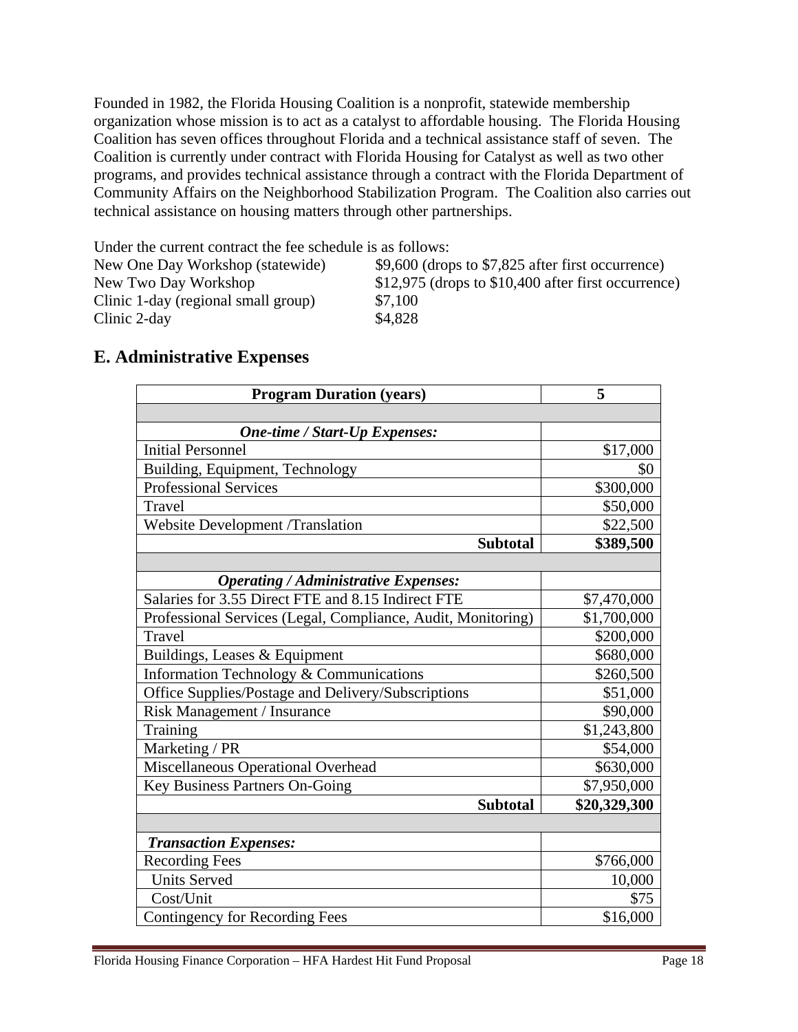Founded in 1982, the Florida Housing Coalition is a nonprofit, statewide membership organization whose mission is to act as a catalyst to affordable housing. The Florida Housing Coalition has seven offices throughout Florida and a technical assistance staff of seven. The Coalition is currently under contract with Florida Housing for Catalyst as well as two other programs, and provides technical assistance through a contract with the Florida Department of Community Affairs on the Neighborhood Stabilization Program. The Coalition also carries out technical assistance on housing matters through other partnerships.

Under the current contract the fee schedule is as follows:

| | |
|---|---|
| New One Day Workshop (statewide) | $9,600 (drops to $7,825 after first occurrence) |
| New Two Day Workshop | $12,975 (drops to $10,400 after first occurrence) |
| Clinic 1-day (regional small group) | $7,100 |
| Clinic 2-day | $4,828 |

## E. Administrative Expenses

| **Program Duration (years)** | **5** |
|---|---|
| | |
| ***One-time / Start-Up Expenses:*** | |
| Initial Personnel | $17,000 |
| Building, Equipment, Technology | $0 |
| Professional Services | $300,000 |
| Travel | $50,000 |
| Website Development /Translation | $22,500 |
| **Subtotal** | **$389,500** |
| | |
| ***Operating / Administrative Expenses:*** | |
| Salaries for 3.55 Direct FTE and 8.15 Indirect FTE | $7,470,000 |
| Professional Services (Legal, Compliance, Audit, Monitoring) | $1,700,000 |
| Travel | $200,000 |
| Buildings, Leases & Equipment | $680,000 |
| Information Technology & Communications | $260,500 |
| Office Supplies/Postage and Delivery/Subscriptions | $51,000 |
| Risk Management / Insurance | $90,000 |
| Training | $1,243,800 |
| Marketing / PR | $54,000 |
| Miscellaneous Operational Overhead | $630,000 |
| Key Business Partners On-Going | $7,950,000 |
| **Subtotal** | **$20,329,300** |
| | |
| ***Transaction Expenses:*** | |
| Recording Fees | $766,000 |
| Units Served | 10,000 |
| Cost/Unit | $75 |
| Contingency for Recording Fees | $16,000 |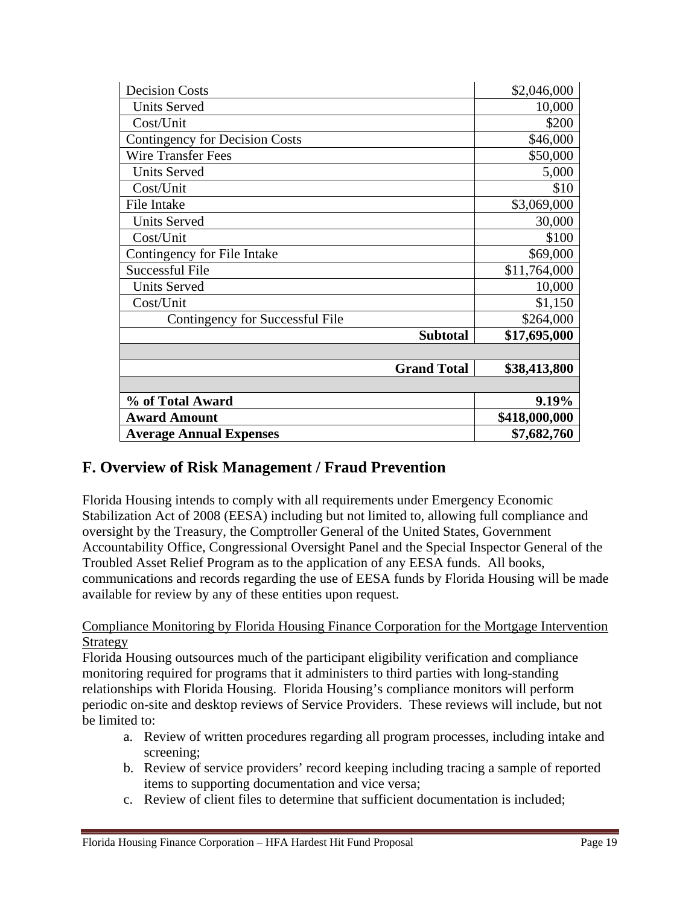| | |
|---|---|
| Decision Costs | $2,046,000 |
| Units Served | 10,000 |
| Cost/Unit | $200 |
| Contingency for Decision Costs | $46,000 |
| Wire Transfer Fees | $50,000 |
| Units Served | 5,000 |
| Cost/Unit | $10 |
| File Intake | $3,069,000 |
| Units Served | 30,000 |
| Cost/Unit | $100 |
| Contingency for File Intake | $69,000 |
| Successful File | $11,764,000 |
| Units Served | 10,000 |
| Cost/Unit | $1,150 |
| Contingency for Successful File | $264,000 |
| **Subtotal** | **$17,695,000** |
| | |
| **Grand Total** | **$38,413,800** |
| | |
| **% of Total Award** | **9.19%** |
| **Award Amount** | **$418,000,000** |
| **Average Annual Expenses** | **$7,682,760** |

## F. Overview of Risk Management / Fraud Prevention

Florida Housing intends to comply with all requirements under Emergency Economic Stabilization Act of 2008 (EESA) including but not limited to, allowing full compliance and oversight by the Treasury, the Comptroller General of the United States, Government Accountability Office, Congressional Oversight Panel and the Special Inspector General of the Troubled Asset Relief Program as to the application of any EESA funds. All books, communications and records regarding the use of EESA funds by Florida Housing will be made available for review by any of these entities upon request.

Compliance Monitoring by Florida Housing Finance Corporation for the Mortgage Intervention Strategy

Florida Housing outsources much of the participant eligibility verification and compliance monitoring required for programs that it administers to third parties with long-standing relationships with Florida Housing. Florida Housing's compliance monitors will perform periodic on-site and desktop reviews of Service Providers. These reviews will include, but not be limited to:

a. Review of written procedures regarding all program processes, including intake and screening;
b. Review of service providers' record keeping including tracing a sample of reported items to supporting documentation and vice versa;
c. Review of client files to determine that sufficient documentation is included;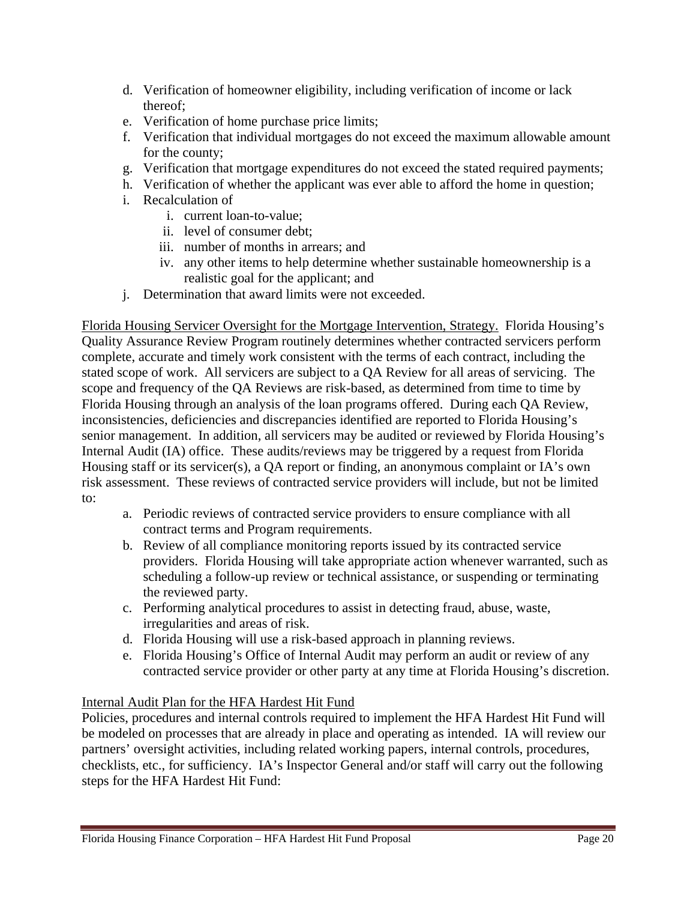d. Verification of homeowner eligibility, including verification of income or lack thereof;
e. Verification of home purchase price limits;
f. Verification that individual mortgages do not exceed the maximum allowable amount for the county;
g. Verification that mortgage expenditures do not exceed the stated required payments;
h. Verification of whether the applicant was ever able to afford the home in question;
i. Recalculation of
    i. current loan-to-value;
    ii. level of consumer debt;
    iii. number of months in arrears; and
    iv. any other items to help determine whether sustainable homeownership is a realistic goal for the applicant; and
j. Determination that award limits were not exceeded.

Florida Housing Servicer Oversight for the Mortgage Intervention, Strategy. Florida Housing's Quality Assurance Review Program routinely determines whether contracted servicers perform complete, accurate and timely work consistent with the terms of each contract, including the stated scope of work. All servicers are subject to a QA Review for all areas of servicing. The scope and frequency of the QA Reviews are risk-based, as determined from time to time by Florida Housing through an analysis of the loan programs offered. During each QA Review, inconsistencies, deficiencies and discrepancies identified are reported to Florida Housing's senior management. In addition, all servicers may be audited or reviewed by Florida Housing's Internal Audit (IA) office. These audits/reviews may be triggered by a request from Florida Housing staff or its servicer(s), a QA report or finding, an anonymous complaint or IA's own risk assessment. These reviews of contracted service providers will include, but not be limited to:

a. Periodic reviews of contracted service providers to ensure compliance with all contract terms and Program requirements.
b. Review of all compliance monitoring reports issued by its contracted service providers. Florida Housing will take appropriate action whenever warranted, such as scheduling a follow-up review or technical assistance, or suspending or terminating the reviewed party.
c. Performing analytical procedures to assist in detecting fraud, abuse, waste, irregularities and areas of risk.
d. Florida Housing will use a risk-based approach in planning reviews.
e. Florida Housing's Office of Internal Audit may perform an audit or review of any contracted service provider or other party at any time at Florida Housing's discretion.

Internal Audit Plan for the HFA Hardest Hit Fund

Policies, procedures and internal controls required to implement the HFA Hardest Hit Fund will be modeled on processes that are already in place and operating as intended. IA will review our partners' oversight activities, including related working papers, internal controls, procedures, checklists, etc., for sufficiency. IA's Inspector General and/or staff will carry out the following steps for the HFA Hardest Hit Fund: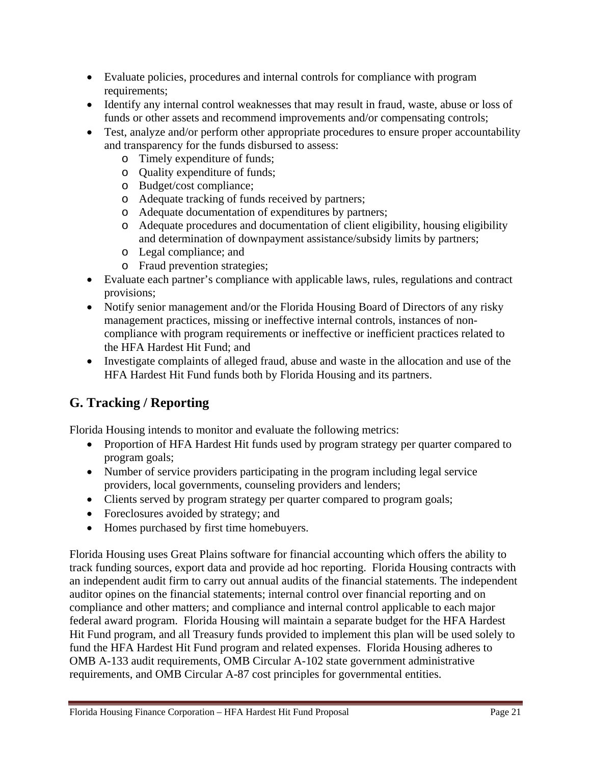- Evaluate policies, procedures and internal controls for compliance with program requirements;
- Identify any internal control weaknesses that may result in fraud, waste, abuse or loss of funds or other assets and recommend improvements and/or compensating controls;
- Test, analyze and/or perform other appropriate procedures to ensure proper accountability and transparency for the funds disbursed to assess:
  - Timely expenditure of funds;
  - Quality expenditure of funds;
  - Budget/cost compliance;
  - Adequate tracking of funds received by partners;
  - Adequate documentation of expenditures by partners;
  - Adequate procedures and documentation of client eligibility, housing eligibility and determination of downpayment assistance/subsidy limits by partners;
  - Legal compliance; and
  - Fraud prevention strategies;
- Evaluate each partner's compliance with applicable laws, rules, regulations and contract provisions;
- Notify senior management and/or the Florida Housing Board of Directors of any risky management practices, missing or ineffective internal controls, instances of non-compliance with program requirements or ineffective or inefficient practices related to the HFA Hardest Hit Fund; and
- Investigate complaints of alleged fraud, abuse and waste in the allocation and use of the HFA Hardest Hit Fund funds both by Florida Housing and its partners.

## G. Tracking / Reporting

Florida Housing intends to monitor and evaluate the following metrics:

- Proportion of HFA Hardest Hit funds used by program strategy per quarter compared to program goals;
- Number of service providers participating in the program including legal service providers, local governments, counseling providers and lenders;
- Clients served by program strategy per quarter compared to program goals;
- Foreclosures avoided by strategy; and
- Homes purchased by first time homebuyers.

Florida Housing uses Great Plains software for financial accounting which offers the ability to track funding sources, export data and provide ad hoc reporting. Florida Housing contracts with an independent audit firm to carry out annual audits of the financial statements. The independent auditor opines on the financial statements; internal control over financial reporting and on compliance and other matters; and compliance and internal control applicable to each major federal award program. Florida Housing will maintain a separate budget for the HFA Hardest Hit Fund program, and all Treasury funds provided to implement this plan will be used solely to fund the HFA Hardest Hit Fund program and related expenses. Florida Housing adheres to OMB A-133 audit requirements, OMB Circular A-102 state government administrative requirements, and OMB Circular A-87 cost principles for governmental entities.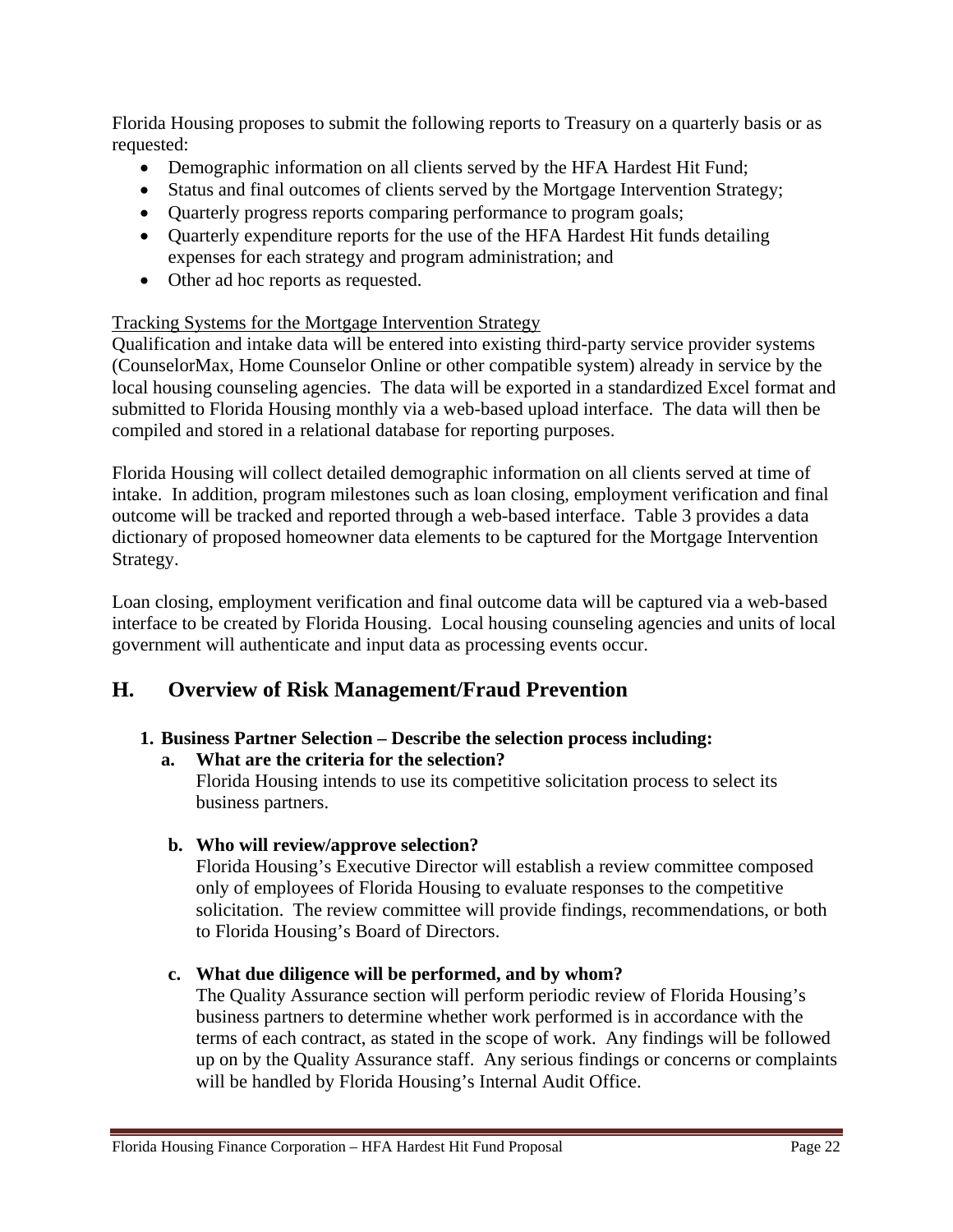Florida Housing proposes to submit the following reports to Treasury on a quarterly basis or as requested:

- Demographic information on all clients served by the HFA Hardest Hit Fund;
- Status and final outcomes of clients served by the Mortgage Intervention Strategy;
- Quarterly progress reports comparing performance to program goals;
- Quarterly expenditure reports for the use of the HFA Hardest Hit funds detailing expenses for each strategy and program administration; and
- Other ad hoc reports as requested.

<u>Tracking Systems for the Mortgage Intervention Strategy</u>

Qualification and intake data will be entered into existing third-party service provider systems (CounselorMax, Home Counselor Online or other compatible system) already in service by the local housing counseling agencies. The data will be exported in a standardized Excel format and submitted to Florida Housing monthly via a web-based upload interface. The data will then be compiled and stored in a relational database for reporting purposes.

Florida Housing will collect detailed demographic information on all clients served at time of intake. In addition, program milestones such as loan closing, employment verification and final outcome will be tracked and reported through a web-based interface. Table 3 provides a data dictionary of proposed homeowner data elements to be captured for the Mortgage Intervention Strategy.

Loan closing, employment verification and final outcome data will be captured via a web-based interface to be created by Florida Housing. Local housing counseling agencies and units of local government will authenticate and input data as processing events occur.

## H. Overview of Risk Management/Fraud Prevention

1. **Business Partner Selection – Describe the selection process including:**

   a. **What are the criteria for the selection?**

   Florida Housing intends to use its competitive solicitation process to select its business partners.

   b. **Who will review/approve selection?**

   Florida Housing's Executive Director will establish a review committee composed only of employees of Florida Housing to evaluate responses to the competitive solicitation. The review committee will provide findings, recommendations, or both to Florida Housing's Board of Directors.

   c. **What due diligence will be performed, and by whom?**

   The Quality Assurance section will perform periodic review of Florida Housing's business partners to determine whether work performed is in accordance with the terms of each contract, as stated in the scope of work. Any findings will be followed up on by the Quality Assurance staff. Any serious findings or concerns or complaints will be handled by Florida Housing's Internal Audit Office.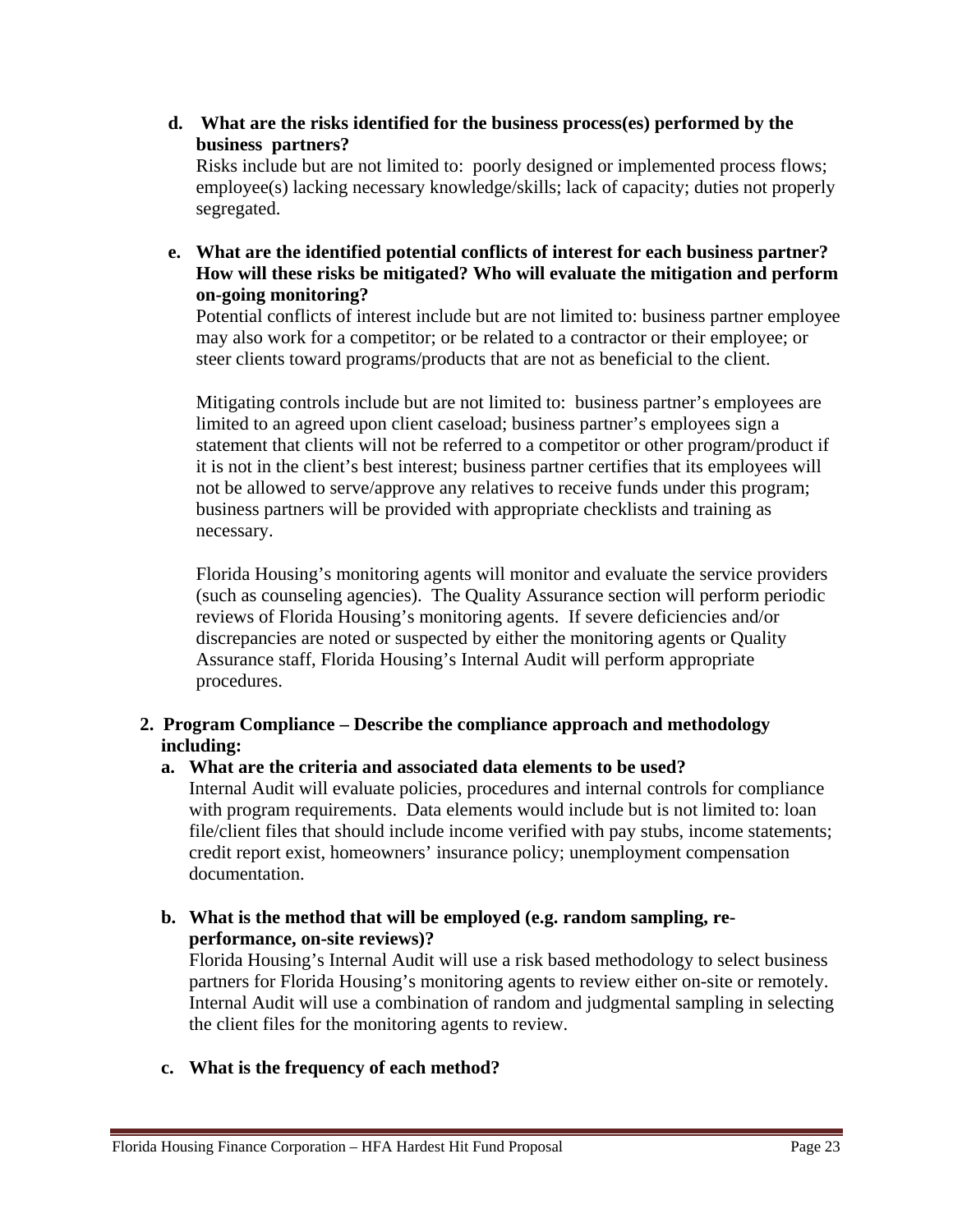**d. What are the risks identified for the business process(es) performed by the business partners?**

Risks include but are not limited to: poorly designed or implemented process flows; employee(s) lacking necessary knowledge/skills; lack of capacity; duties not properly segregated.

**e. What are the identified potential conflicts of interest for each business partner? How will these risks be mitigated? Who will evaluate the mitigation and perform on-going monitoring?**

Potential conflicts of interest include but are not limited to: business partner employee may also work for a competitor; or be related to a contractor or their employee; or steer clients toward programs/products that are not as beneficial to the client.

Mitigating controls include but are not limited to: business partner's employees are limited to an agreed upon client caseload; business partner's employees sign a statement that clients will not be referred to a competitor or other program/product if it is not in the client's best interest; business partner certifies that its employees will not be allowed to serve/approve any relatives to receive funds under this program; business partners will be provided with appropriate checklists and training as necessary.

Florida Housing's monitoring agents will monitor and evaluate the service providers (such as counseling agencies). The Quality Assurance section will perform periodic reviews of Florida Housing's monitoring agents. If severe deficiencies and/or discrepancies are noted or suspected by either the monitoring agents or Quality Assurance staff, Florida Housing's Internal Audit will perform appropriate procedures.

**2. Program Compliance – Describe the compliance approach and methodology including:**

**a. What are the criteria and associated data elements to be used?**

Internal Audit will evaluate policies, procedures and internal controls for compliance with program requirements. Data elements would include but is not limited to: loan file/client files that should include income verified with pay stubs, income statements; credit report exist, homeowners' insurance policy; unemployment compensation documentation.

**b. What is the method that will be employed (e.g. random sampling, re-performance, on-site reviews)?**

Florida Housing's Internal Audit will use a risk based methodology to select business partners for Florida Housing's monitoring agents to review either on-site or remotely. Internal Audit will use a combination of random and judgmental sampling in selecting the client files for the monitoring agents to review.

**c. What is the frequency of each method?**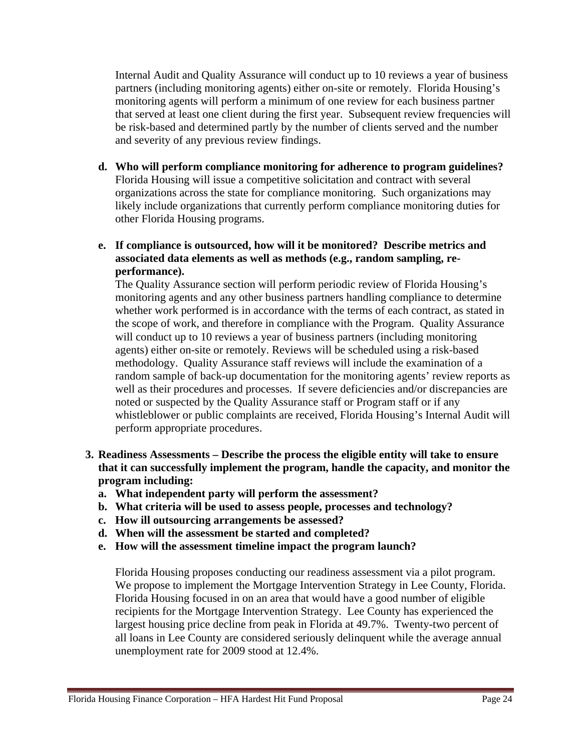Internal Audit and Quality Assurance will conduct up to 10 reviews a year of business partners (including monitoring agents) either on-site or remotely. Florida Housing's monitoring agents will perform a minimum of one review for each business partner that served at least one client during the first year. Subsequent review frequencies will be risk-based and determined partly by the number of clients served and the number and severity of any previous review findings.

**d. Who will perform compliance monitoring for adherence to program guidelines?**
Florida Housing will issue a competitive solicitation and contract with several organizations across the state for compliance monitoring. Such organizations may likely include organizations that currently perform compliance monitoring duties for other Florida Housing programs.

**e. If compliance is outsourced, how will it be monitored? Describe metrics and associated data elements as well as methods (e.g., random sampling, re-performance).**
The Quality Assurance section will perform periodic review of Florida Housing's monitoring agents and any other business partners handling compliance to determine whether work performed is in accordance with the terms of each contract, as stated in the scope of work, and therefore in compliance with the Program. Quality Assurance will conduct up to 10 reviews a year of business partners (including monitoring agents) either on-site or remotely. Reviews will be scheduled using a risk-based methodology. Quality Assurance staff reviews will include the examination of a random sample of back-up documentation for the monitoring agents' review reports as well as their procedures and processes. If severe deficiencies and/or discrepancies are noted or suspected by the Quality Assurance staff or Program staff or if any whistleblower or public complaints are received, Florida Housing's Internal Audit will perform appropriate procedures.

**3. Readiness Assessments – Describe the process the eligible entity will take to ensure that it can successfully implement the program, handle the capacity, and monitor the program including:**

**a. What independent party will perform the assessment?**
**b. What criteria will be used to assess people, processes and technology?**
**c. How ill outsourcing arrangements be assessed?**
**d. When will the assessment be started and completed?**
**e. How will the assessment timeline impact the program launch?**

Florida Housing proposes conducting our readiness assessment via a pilot program. We propose to implement the Mortgage Intervention Strategy in Lee County, Florida. Florida Housing focused in on an area that would have a good number of eligible recipients for the Mortgage Intervention Strategy. Lee County has experienced the largest housing price decline from peak in Florida at 49.7%. Twenty-two percent of all loans in Lee County are considered seriously delinquent while the average annual unemployment rate for 2009 stood at 12.4%.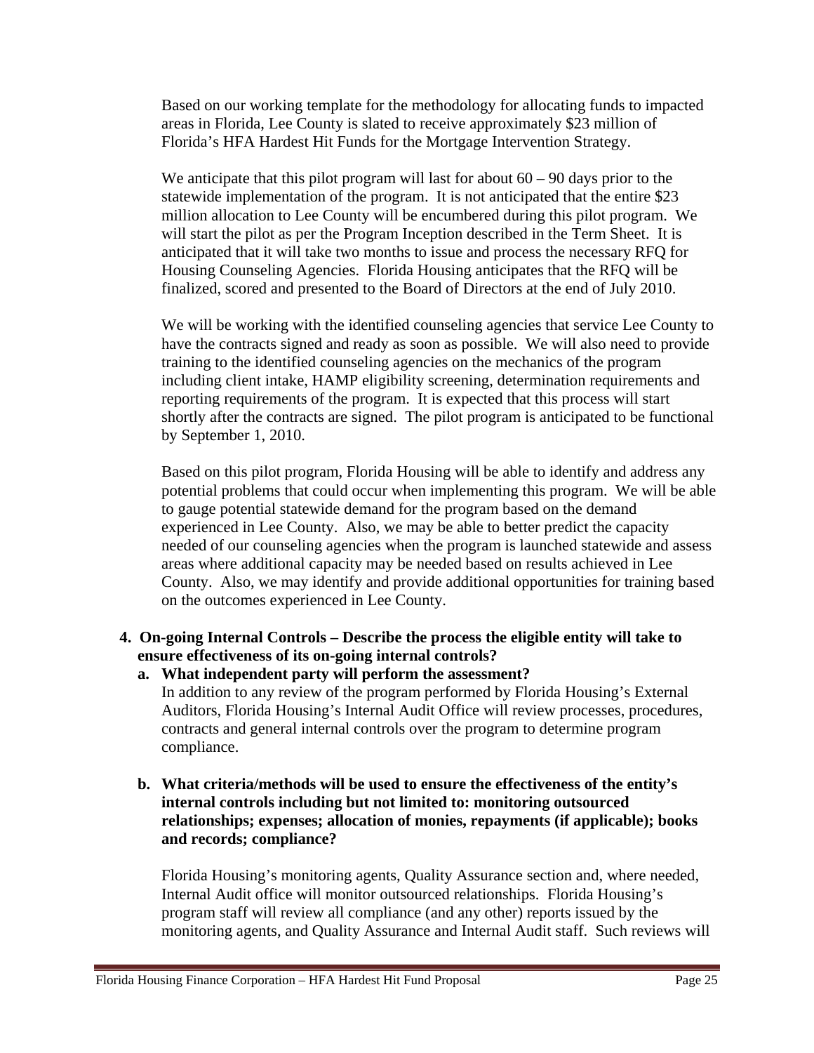Based on our working template for the methodology for allocating funds to impacted areas in Florida, Lee County is slated to receive approximately $23 million of Florida's HFA Hardest Hit Funds for the Mortgage Intervention Strategy.

We anticipate that this pilot program will last for about 60 – 90 days prior to the statewide implementation of the program. It is not anticipated that the entire $23 million allocation to Lee County will be encumbered during this pilot program. We will start the pilot as per the Program Inception described in the Term Sheet. It is anticipated that it will take two months to issue and process the necessary RFQ for Housing Counseling Agencies. Florida Housing anticipates that the RFQ will be finalized, scored and presented to the Board of Directors at the end of July 2010.

We will be working with the identified counseling agencies that service Lee County to have the contracts signed and ready as soon as possible. We will also need to provide training to the identified counseling agencies on the mechanics of the program including client intake, HAMP eligibility screening, determination requirements and reporting requirements of the program. It is expected that this process will start shortly after the contracts are signed. The pilot program is anticipated to be functional by September 1, 2010.

Based on this pilot program, Florida Housing will be able to identify and address any potential problems that could occur when implementing this program. We will be able to gauge potential statewide demand for the program based on the demand experienced in Lee County. Also, we may be able to better predict the capacity needed of our counseling agencies when the program is launched statewide and assess areas where additional capacity may be needed based on results achieved in Lee County. Also, we may identify and provide additional opportunities for training based on the outcomes experienced in Lee County.

**4. On-going Internal Controls – Describe the process the eligible entity will take to ensure effectiveness of its on-going internal controls?**

**a. What independent party will perform the assessment?**

In addition to any review of the program performed by Florida Housing's External Auditors, Florida Housing's Internal Audit Office will review processes, procedures, contracts and general internal controls over the program to determine program compliance.

**b. What criteria/methods will be used to ensure the effectiveness of the entity's internal controls including but not limited to: monitoring outsourced relationships; expenses; allocation of monies, repayments (if applicable); books and records; compliance?**

Florida Housing's monitoring agents, Quality Assurance section and, where needed, Internal Audit office will monitor outsourced relationships. Florida Housing's program staff will review all compliance (and any other) reports issued by the monitoring agents, and Quality Assurance and Internal Audit staff. Such reviews will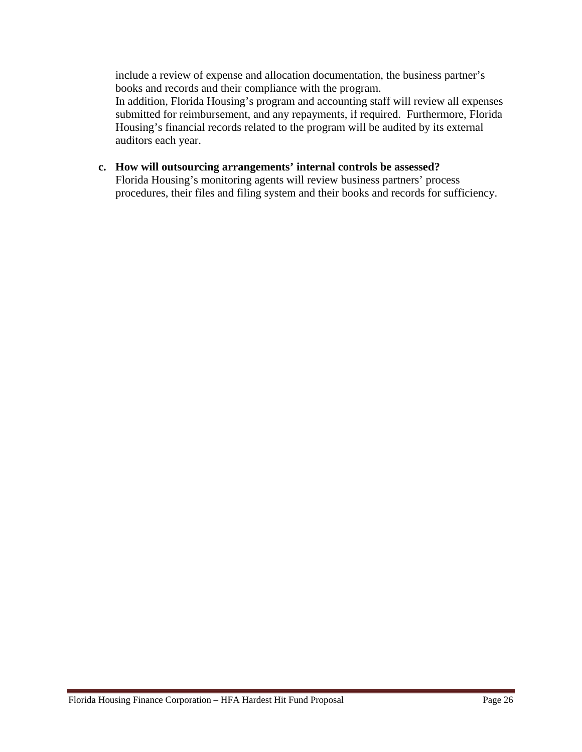include a review of expense and allocation documentation, the business partner's books and records and their compliance with the program.

In addition, Florida Housing's program and accounting staff will review all expenses submitted for reimbursement, and any repayments, if required. Furthermore, Florida Housing's financial records related to the program will be audited by its external auditors each year.

**c. How will outsourcing arrangements' internal controls be assessed?**

Florida Housing's monitoring agents will review business partners' process procedures, their files and filing system and their books and records for sufficiency.